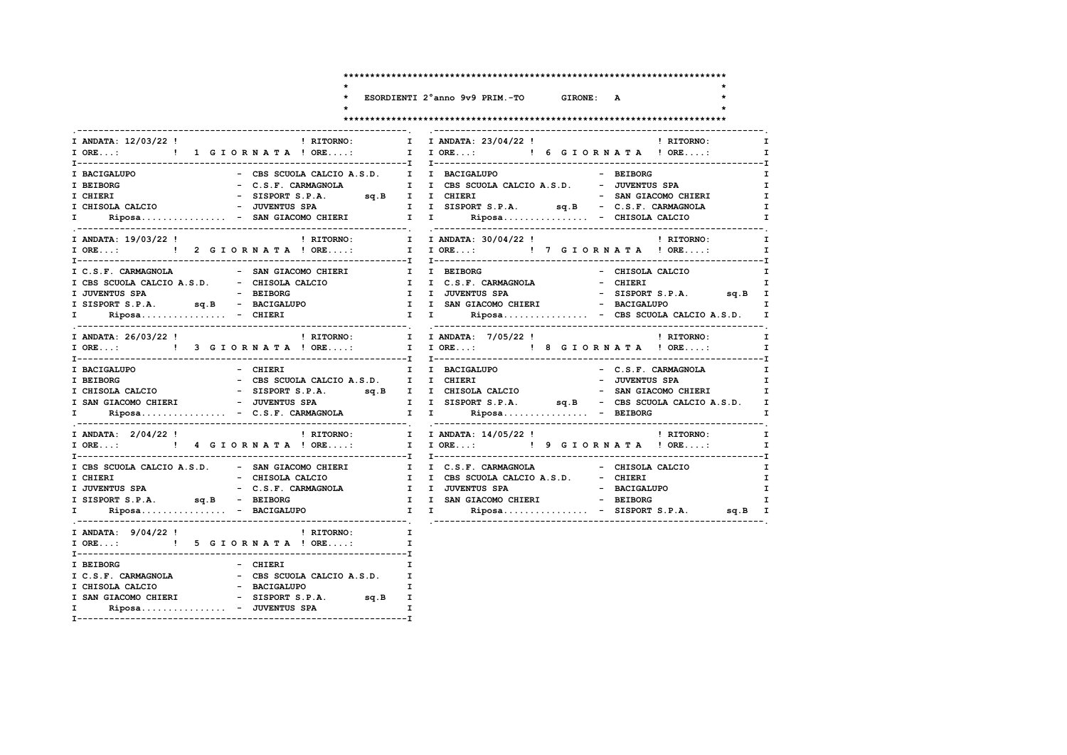# ESORDIENTI 2°anno 9v9 PRIM.-TO GIRONE: A

## 1 GIORNATA

ANDATA: 12/03/22 | RITORNO:

ORE...: | ORE....:

| Casa | Ospite |
|---|---|
| BACIGALUPO | CBS SCUOLA CALCIO A.S.D. |
| BEIBORG | C.S.F. CARMAGNOLA |
| CHIERI | SISPORT S.P.A. sq.B |
| CHISOLA CALCIO | JUVENTUS SPA |
| Riposa................ | SAN GIACOMO CHIERI |

## 2 GIORNATA

ANDATA: 19/03/22 | RITORNO:

ORE...: | ORE....:

| Casa | Ospite |
|---|---|
| C.S.F. CARMAGNOLA | SAN GIACOMO CHIERI |
| CBS SCUOLA CALCIO A.S.D. | CHISOLA CALCIO |
| JUVENTUS SPA | BEIBORG |
| SISPORT S.P.A. sq.B | BACIGALUPO |
| Riposa................ | CHIERI |

## 3 GIORNATA

ANDATA: 26/03/22 | RITORNO:

ORE...: | ORE....:

| Casa | Ospite |
|---|---|
| BACIGALUPO | CHIERI |
| BEIBORG | CBS SCUOLA CALCIO A.S.D. |
| CHISOLA CALCIO | SISPORT S.P.A. sq.B |
| SAN GIACOMO CHIERI | JUVENTUS SPA |
| Riposa................ | C.S.F. CARMAGNOLA |

## 4 GIORNATA

ANDATA: 2/04/22 | RITORNO:

ORE...: | ORE....:

| Casa | Ospite |
|---|---|
| CBS SCUOLA CALCIO A.S.D. | SAN GIACOMO CHIERI |
| CHIERI | CHISOLA CALCIO |
| JUVENTUS SPA | C.S.F. CARMAGNOLA |
| SISPORT S.P.A. sq.B | BEIBORG |
| Riposa................ | BACIGALUPO |

## 5 GIORNATA

ANDATA: 9/04/22 | RITORNO:

ORE...: | ORE....:

| Casa | Ospite |
|---|---|
| BEIBORG | CHIERI |
| C.S.F. CARMAGNOLA | CBS SCUOLA CALCIO A.S.D. |
| CHISOLA CALCIO | BACIGALUPO |
| SAN GIACOMO CHIERI | SISPORT S.P.A. sq.B |
| Riposa................ | JUVENTUS SPA |

## 6 GIORNATA

ANDATA: 23/04/22 | RITORNO:

ORE...: | ORE....:

| Casa | Ospite |
|---|---|
| BACIGALUPO | BEIBORG |
| CBS SCUOLA CALCIO A.S.D. | JUVENTUS SPA |
| CHIERI | SAN GIACOMO CHIERI |
| SISPORT S.P.A. sq.B | C.S.F. CARMAGNOLA |
| Riposa................ | CHISOLA CALCIO |

## 7 GIORNATA

ANDATA: 30/04/22 | RITORNO:

ORE...: | ORE....:

| Casa | Ospite |
|---|---|
| BEIBORG | CHISOLA CALCIO |
| C.S.F. CARMAGNOLA | CHIERI |
| JUVENTUS SPA | SISPORT S.P.A. sq.B |
| SAN GIACOMO CHIERI | BACIGALUPO |
| Riposa................ | CBS SCUOLA CALCIO A.S.D. |

## 8 GIORNATA

ANDATA: 7/05/22 | RITORNO:

ORE...: | ORE....:

| Casa | Ospite |
|---|---|
| BACIGALUPO | C.S.F. CARMAGNOLA |
| CHIERI | JUVENTUS SPA |
| CHISOLA CALCIO | SAN GIACOMO CHIERI |
| SISPORT S.P.A. sq.B | CBS SCUOLA CALCIO A.S.D. |
| Riposa................ | BEIBORG |

## 9 GIORNATA

ANDATA: 14/05/22 | RITORNO:

ORE...: | ORE....:

| Casa | Ospite |
|---|---|
| C.S.F. CARMAGNOLA | CHISOLA CALCIO |
| CBS SCUOLA CALCIO A.S.D. | CHIERI |
| JUVENTUS SPA | BACIGALUPO |
| SAN GIACOMO CHIERI | BEIBORG |
| Riposa................ | SISPORT S.P.A. sq.B |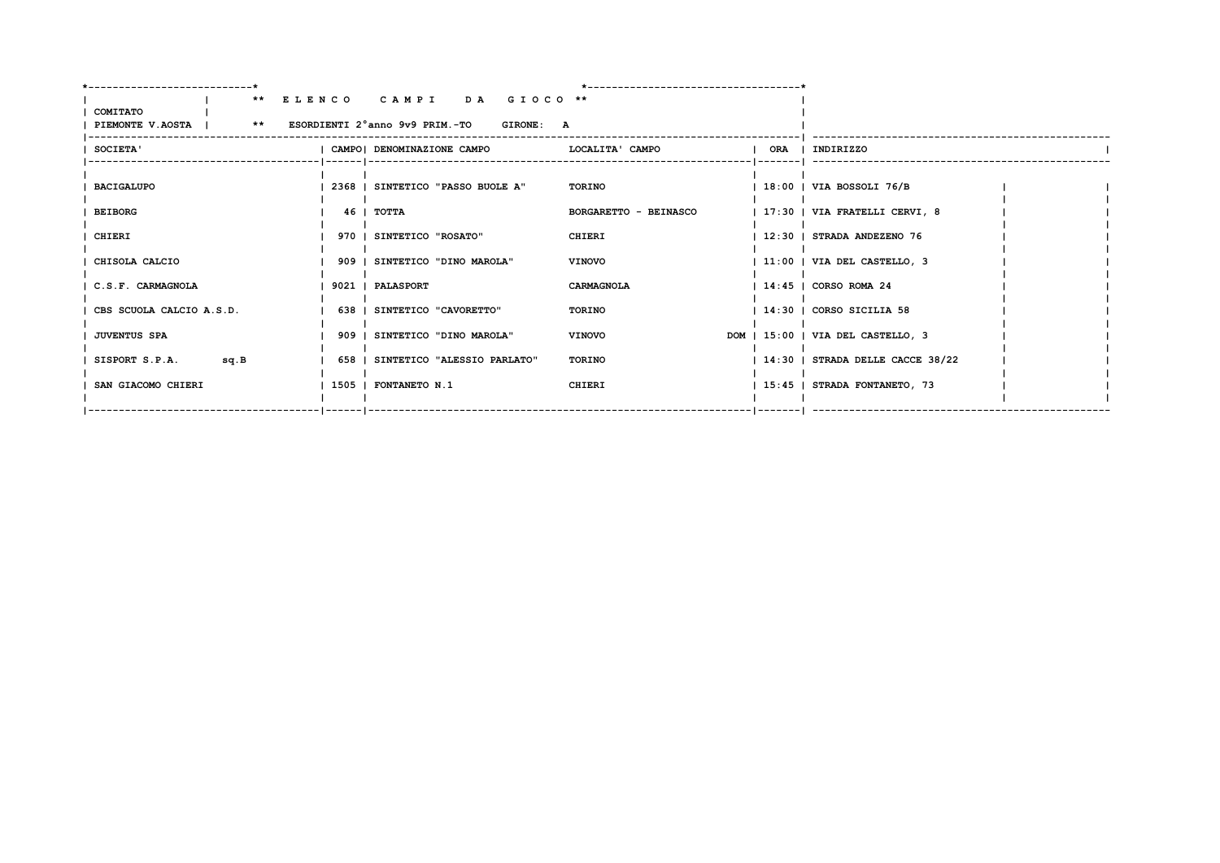**ELENCO CAMPI DA GIOCO**

COMITATO PIEMONTE V.AOSTA

**ESORDIENTI 2°anno 9v9 PRIM.-TO GIRONE: A**

| SOCIETA' | CAMPO | DENOMINAZIONE CAMPO | LOCALITA' CAMPO | | ORA | INDIRIZZO |
|---|---|---|---|---|---|---|
| BACIGALUPO | 2368 | SINTETICO "PASSO BUOLE A" | TORINO | | 18:00 | VIA BOSSOLI 76/B |
| BEIBORG | 46 | TOTTA | BORGARETTO - BEINASCO | | 17:30 | VIA FRATELLI CERVI, 8 |
| CHIERI | 970 | SINTETICO "ROSATO" | CHIERI | | 12:30 | STRADA ANDEZENO 76 |
| CHISOLA CALCIO | 909 | SINTETICO "DINO MAROLA" | VINOVO | | 11:00 | VIA DEL CASTELLO, 3 |
| C.S.F. CARMAGNOLA | 9021 | PALASPORT | CARMAGNOLA | | 14:45 | CORSO ROMA 24 |
| CBS SCUOLA CALCIO A.S.D. | 638 | SINTETICO "CAVORETTO" | TORINO | | 14:30 | CORSO SICILIA 58 |
| JUVENTUS SPA | 909 | SINTETICO "DINO MAROLA" | VINOVO | DOM | 15:00 | VIA DEL CASTELLO, 3 |
| SISPORT S.P.A. sq.B | 658 | SINTETICO "ALESSIO PARLATO" | TORINO | | 14:30 | STRADA DELLE CACCE 38/22 |
| SAN GIACOMO CHIERI | 1505 | FONTANETO N.1 | CHIERI | | 15:45 | STRADA FONTANETO, 73 |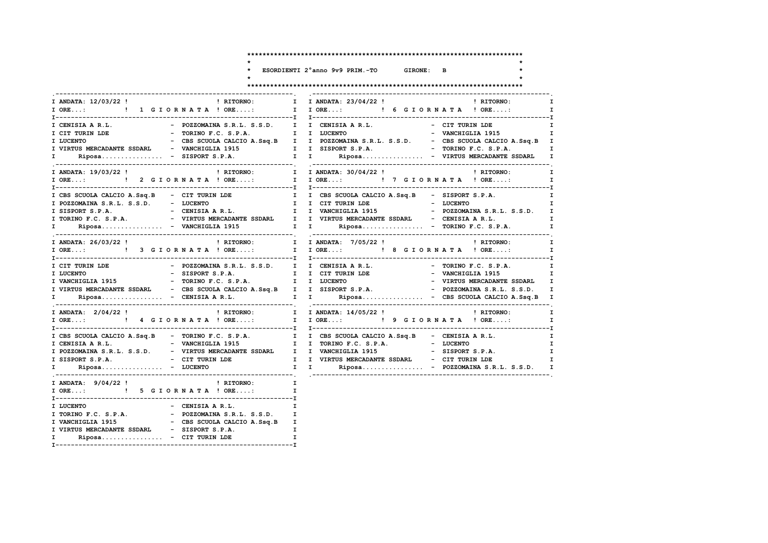# ESORDIENTI 2°anno 9v9 PRIM.-TO GIRONE: B

### 1 GIORNATA — ANDATA: 12/03/22 — RITORNO:

ORE...: | ORE....:

| Casa | Ospite |
|---|---|
| CENISIA A R.L. | POZZOMAINA S.R.L. S.S.D. |
| CIT TURIN LDE | TORINO F.C. S.P.A. |
| LUCENTO | CBS SCUOLA CALCIO A.Ssq.B |
| VIRTUS MERCADANTE SSDARL | VANCHIGLIA 1915 |
| Riposa................ | SISPORT S.P.A. |

### 2 GIORNATA — ANDATA: 19/03/22 — RITORNO:

ORE...: | ORE....:

| Casa | Ospite |
|---|---|
| CBS SCUOLA CALCIO A.Ssq.B | CIT TURIN LDE |
| POZZOMAINA S.R.L. S.S.D. | LUCENTO |
| SISPORT S.P.A. | CENISIA A R.L. |
| TORINO F.C. S.P.A. | VIRTUS MERCADANTE SSDARL |
| Riposa................ | VANCHIGLIA 1915 |

### 3 GIORNATA — ANDATA: 26/03/22 — RITORNO:

ORE...: | ORE....:

| Casa | Ospite |
|---|---|
| CIT TURIN LDE | POZZOMAINA S.R.L. S.S.D. |
| LUCENTO | SISPORT S.P.A. |
| VANCHIGLIA 1915 | TORINO F.C. S.P.A. |
| VIRTUS MERCADANTE SSDARL | CBS SCUOLA CALCIO A.Ssq.B |
| Riposa................ | CENISIA A R.L. |

### 4 GIORNATA — ANDATA: 2/04/22 — RITORNO:

ORE...: | ORE....:

| Casa | Ospite |
|---|---|
| CBS SCUOLA CALCIO A.Ssq.B | TORINO F.C. S.P.A. |
| CENISIA A R.L. | VANCHIGLIA 1915 |
| POZZOMAINA S.R.L. S.S.D. | VIRTUS MERCADANTE SSDARL |
| SISPORT S.P.A. | CIT TURIN LDE |
| Riposa................ | LUCENTO |

### 5 GIORNATA — ANDATA: 9/04/22 — RITORNO:

ORE...: | ORE....:

| Casa | Ospite |
|---|---|
| LUCENTO | CENISIA A R.L. |
| TORINO F.C. S.P.A. | POZZOMAINA S.R.L. S.S.D. |
| VANCHIGLIA 1915 | CBS SCUOLA CALCIO A.Ssq.B |
| VIRTUS MERCADANTE SSDARL | SISPORT S.P.A. |
| Riposa................ | CIT TURIN LDE |

### 6 GIORNATA — ANDATA: 23/04/22 — RITORNO:

ORE...: | ORE....:

| Casa | Ospite |
|---|---|
| CENISIA A R.L. | CIT TURIN LDE |
| LUCENTO | VANCHIGLIA 1915 |
| POZZOMAINA S.R.L. S.S.D. | CBS SCUOLA CALCIO A.Ssq.B |
| SISPORT S.P.A. | TORINO F.C. S.P.A. |
| Riposa................ | VIRTUS MERCADANTE SSDARL |

### 7 GIORNATA — ANDATA: 30/04/22 — RITORNO:

ORE...: | ORE....:

| Casa | Ospite |
|---|---|
| CBS SCUOLA CALCIO A.Ssq.B | SISPORT S.P.A. |
| CIT TURIN LDE | LUCENTO |
| VANCHIGLIA 1915 | POZZOMAINA S.R.L. S.S.D. |
| VIRTUS MERCADANTE SSDARL | CENISIA A R.L. |
| Riposa................ | TORINO F.C. S.P.A. |

### 8 GIORNATA — ANDATA: 7/05/22 — RITORNO:

ORE...: | ORE....:

| Casa | Ospite |
|---|---|
| CENISIA A R.L. | TORINO F.C. S.P.A. |
| CIT TURIN LDE | VANCHIGLIA 1915 |
| LUCENTO | VIRTUS MERCADANTE SSDARL |
| SISPORT S.P.A. | POZZOMAINA S.R.L. S.S.D. |
| Riposa................ | CBS SCUOLA CALCIO A.Ssq.B |

### 9 GIORNATA — ANDATA: 14/05/22 — RITORNO:

ORE...: | ORE....:

| Casa | Ospite |
|---|---|
| CBS SCUOLA CALCIO A.Ssq.B | CENISIA A R.L. |
| TORINO F.C. S.P.A. | LUCENTO |
| VANCHIGLIA 1915 | SISPORT S.P.A. |
| VIRTUS MERCADANTE SSDARL | CIT TURIN LDE |
| Riposa................ | POZZOMAINA S.R.L. S.S.D. |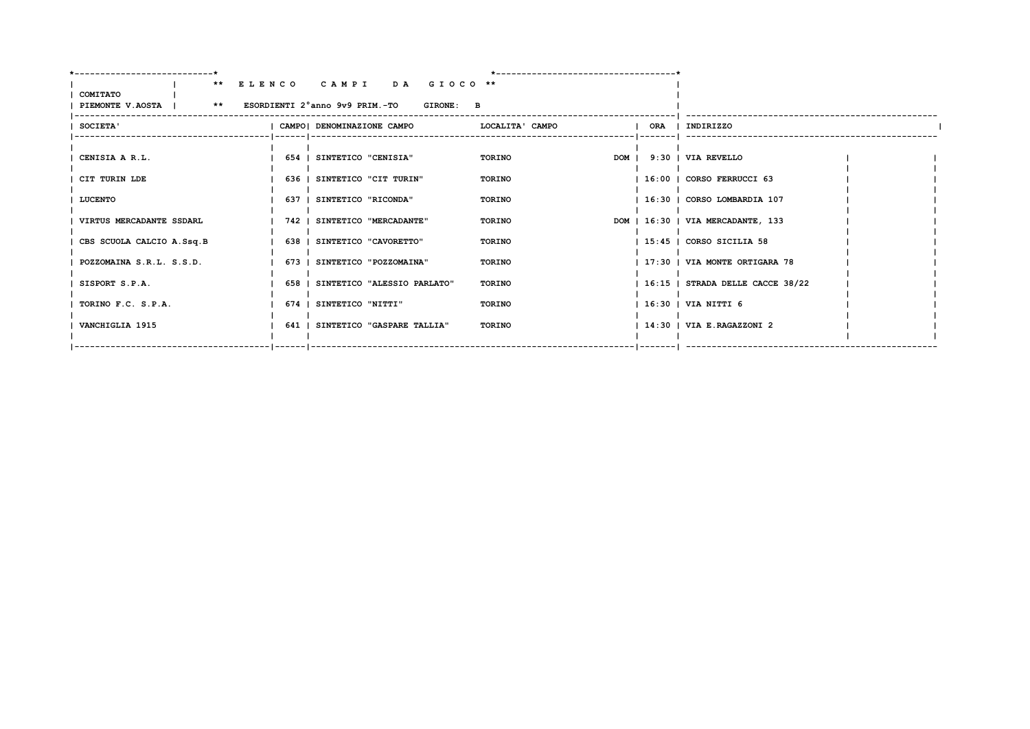** E L E N C O   C A M P I   D A   G I O C O **

COMITATO
PIEMONTE V.AOSTA | ** ESORDIENTI 2°anno 9v9 PRIM.-TO GIRONE: B

| SOCIETA' | CAMPO | DENOMINAZIONE CAMPO | LOCALITA' CAMPO | | ORA | INDIRIZZO | | |
|---|---|---|---|---|---|---|---|---|
| CENISIA A R.L. | 654 | SINTETICO "CENISIA" | TORINO | DOM | 9:30 | VIA REVELLO | | |
| CIT TURIN LDE | 636 | SINTETICO "CIT TURIN" | TORINO | | 16:00 | CORSO FERRUCCI 63 | | |
| LUCENTO | 637 | SINTETICO "RICONDA" | TORINO | | 16:30 | CORSO LOMBARDIA 107 | | |
| VIRTUS MERCADANTE SSDARL | 742 | SINTETICO "MERCADANTE" | TORINO | DOM | 16:30 | VIA MERCADANTE, 133 | | |
| CBS SCUOLA CALCIO A.Ssq.B | 638 | SINTETICO "CAVORETTO" | TORINO | | 15:45 | CORSO SICILIA 58 | | |
| POZZOMAINA S.R.L. S.S.D. | 673 | SINTETICO "POZZOMAINA" | TORINO | | 17:30 | VIA MONTE ORTIGARA 78 | | |
| SISPORT S.P.A. | 658 | SINTETICO "ALESSIO PARLATO" | TORINO | | 16:15 | STRADA DELLE CACCE 38/22 | | |
| TORINO F.C. S.P.A. | 674 | SINTETICO "NITTI" | TORINO | | 16:30 | VIA NITTI 6 | | |
| VANCHIGLIA 1915 | 641 | SINTETICO "GASPARE TALLIA" | TORINO | | 14:30 | VIA E.RAGAZZONI 2 | | |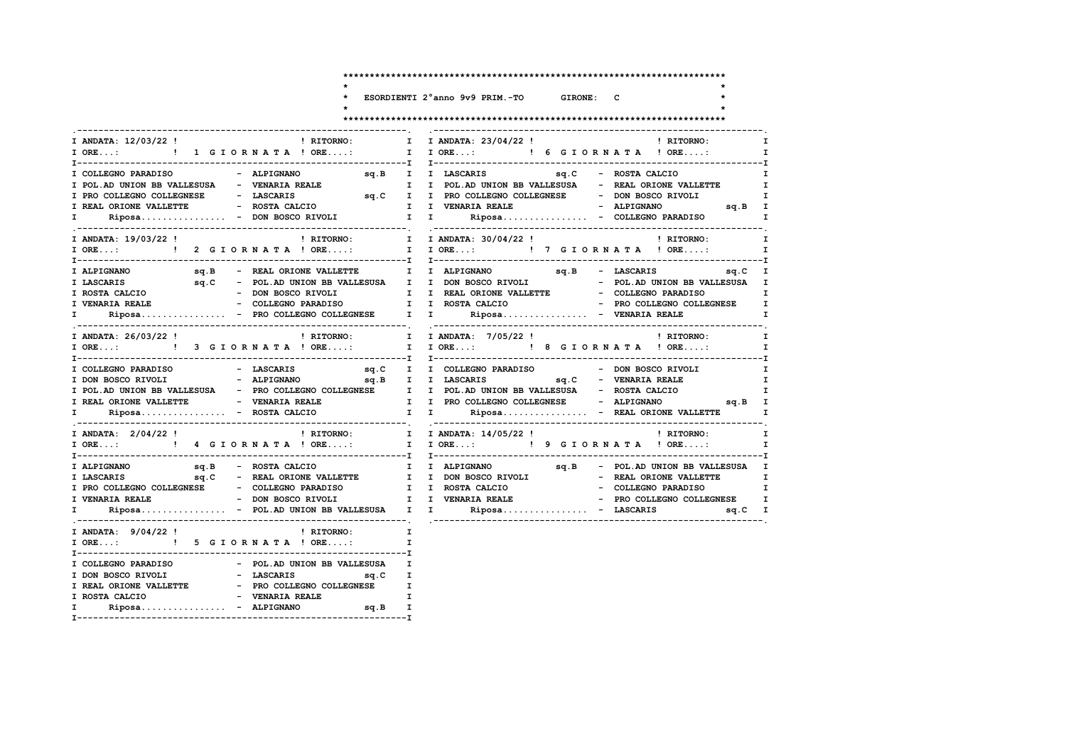# ESORDIENTI 2°anno 9v9 PRIM.-TO GIRONE: C

## 1 GIORNATA

ANDATA: 12/03/22 | RITORNO:

| Casa | Ospite |
|---|---|
| COLLEGNO PARADISO | ALPIGNANO sq.B |
| POL.AD UNION BB VALLESUSA | VENARIA REALE |
| PRO COLLEGNO COLLEGNESE | LASCARIS sq.C |
| REAL ORIONE VALLETTE | ROSTA CALCIO |
| Riposa................ | DON BOSCO RIVOLI |

## 2 GIORNATA

ANDATA: 19/03/22 | RITORNO:

| Casa | Ospite |
|---|---|
| ALPIGNANO sq.B | REAL ORIONE VALLETTE |
| LASCARIS sq.C | POL.AD UNION BB VALLESUSA |
| ROSTA CALCIO | DON BOSCO RIVOLI |
| VENARIA REALE | COLLEGNO PARADISO |
| Riposa................ | PRO COLLEGNO COLLEGNESE |

## 3 GIORNATA

ANDATA: 26/03/22 | RITORNO:

| Casa | Ospite |
|---|---|
| COLLEGNO PARADISO | LASCARIS sq.C |
| DON BOSCO RIVOLI | ALPIGNANO sq.B |
| POL.AD UNION BB VALLESUSA | PRO COLLEGNO COLLEGNESE |
| REAL ORIONE VALLETTE | VENARIA REALE |
| Riposa................ | ROSTA CALCIO |

## 4 GIORNATA

ANDATA: 2/04/22 | RITORNO:

| Casa | Ospite |
|---|---|
| ALPIGNANO sq.B | ROSTA CALCIO |
| LASCARIS sq.C | REAL ORIONE VALLETTE |
| PRO COLLEGNO COLLEGNESE | COLLEGNO PARADISO |
| VENARIA REALE | DON BOSCO RIVOLI |
| Riposa................ | POL.AD UNION BB VALLESUSA |

## 5 GIORNATA

ANDATA: 9/04/22 | RITORNO:

| Casa | Ospite |
|---|---|
| COLLEGNO PARADISO | POL.AD UNION BB VALLESUSA |
| DON BOSCO RIVOLI | LASCARIS sq.C |
| REAL ORIONE VALLETTE | PRO COLLEGNO COLLEGNESE |
| ROSTA CALCIO | VENARIA REALE |
| Riposa................ | ALPIGNANO sq.B |

## 6 GIORNATA

ANDATA: 23/04/22 | RITORNO:

| Casa | Ospite |
|---|---|
| LASCARIS sq.C | ROSTA CALCIO |
| POL.AD UNION BB VALLESUSA | REAL ORIONE VALLETTE |
| PRO COLLEGNO COLLEGNESE | DON BOSCO RIVOLI |
| VENARIA REALE | ALPIGNANO sq.B |
| Riposa................ | COLLEGNO PARADISO |

## 7 GIORNATA

ANDATA: 30/04/22 | RITORNO:

| Casa | Ospite |
|---|---|
| ALPIGNANO sq.B | LASCARIS sq.C |
| DON BOSCO RIVOLI | POL.AD UNION BB VALLESUSA |
| REAL ORIONE VALLETTE | COLLEGNO PARADISO |
| ROSTA CALCIO | PRO COLLEGNO COLLEGNESE |
| Riposa................ | VENARIA REALE |

## 8 GIORNATA

ANDATA: 7/05/22 | RITORNO:

| Casa | Ospite |
|---|---|
| COLLEGNO PARADISO | DON BOSCO RIVOLI |
| LASCARIS sq.C | VENARIA REALE |
| POL.AD UNION BB VALLESUSA | ROSTA CALCIO |
| PRO COLLEGNO COLLEGNESE | ALPIGNANO sq.B |
| Riposa................ | REAL ORIONE VALLETTE |

## 9 GIORNATA

ANDATA: 14/05/22 | RITORNO:

| Casa | Ospite |
|---|---|
| ALPIGNANO sq.B | POL.AD UNION BB VALLESUSA |
| DON BOSCO RIVOLI | REAL ORIONE VALLETTE |
| ROSTA CALCIO | COLLEGNO PARADISO |
| VENARIA REALE | PRO COLLEGNO COLLEGNESE |
| Riposa................ | LASCARIS sq.C |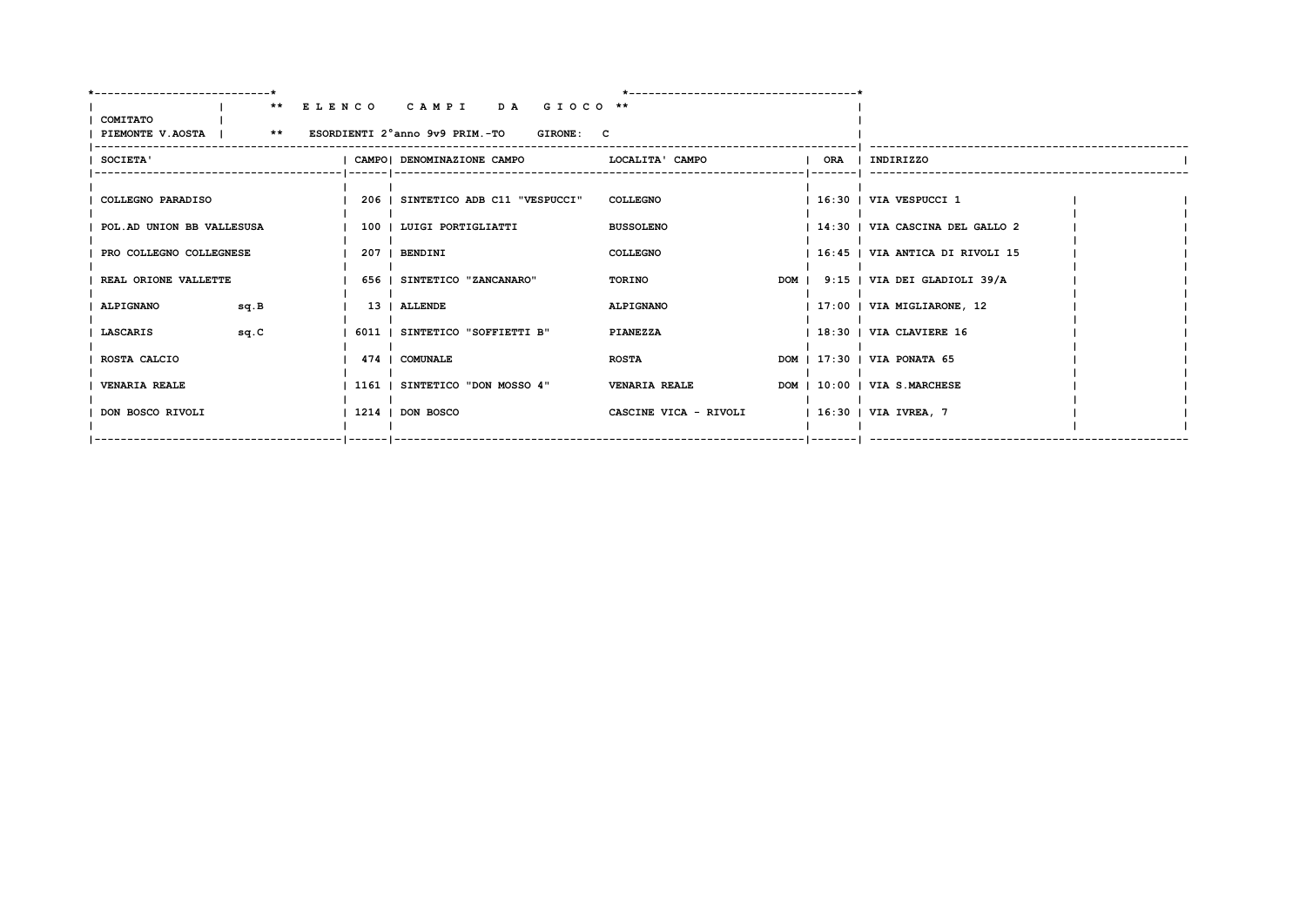**\*\* ELENCO CAMPI DA GIOCO \*\***

COMITATO PIEMONTE V.AOSTA

\*\* ESORDIENTI 2°anno 9v9 PRIM.-TO GIRONE: C

| SOCIETA' | | CAMPO | DENOMINAZIONE CAMPO | LOCALITA' CAMPO | | ORA | INDIRIZZO |
|---|---|---|---|---|---|---|---|
| COLLEGNO PARADISO | | 206 | SINTETICO ADB C11 "VESPUCCI" | COLLEGNO | | 16:30 | VIA VESPUCCI 1 |
| POL.AD UNION BB VALLESUSA | | 100 | LUIGI PORTIGLIATTI | BUSSOLENO | | 14:30 | VIA CASCINA DEL GALLO 2 |
| PRO COLLEGNO COLLEGNESE | | 207 | BENDINI | COLLEGNO | | 16:45 | VIA ANTICA DI RIVOLI 15 |
| REAL ORIONE VALLETTE | | 656 | SINTETICO "ZANCANARO" | TORINO | DOM | 9:15 | VIA DEI GLADIOLI 39/A |
| ALPIGNANO | sq.B | 13 | ALLENDE | ALPIGNANO | | 17:00 | VIA MIGLIARONE, 12 |
| LASCARIS | sq.C | 6011 | SINTETICO "SOFFIETTI B" | PIANEZZA | | 18:30 | VIA CLAVIERE 16 |
| ROSTA CALCIO | | 474 | COMUNALE | ROSTA | DOM | 17:30 | VIA PONATA 65 |
| VENARIA REALE | | 1161 | SINTETICO "DON MOSSO 4" | VENARIA REALE | DOM | 10:00 | VIA S.MARCHESE |
| DON BOSCO RIVOLI | | 1214 | DON BOSCO | CASCINE VICA - RIVOLI | | 16:30 | VIA IVREA, 7 |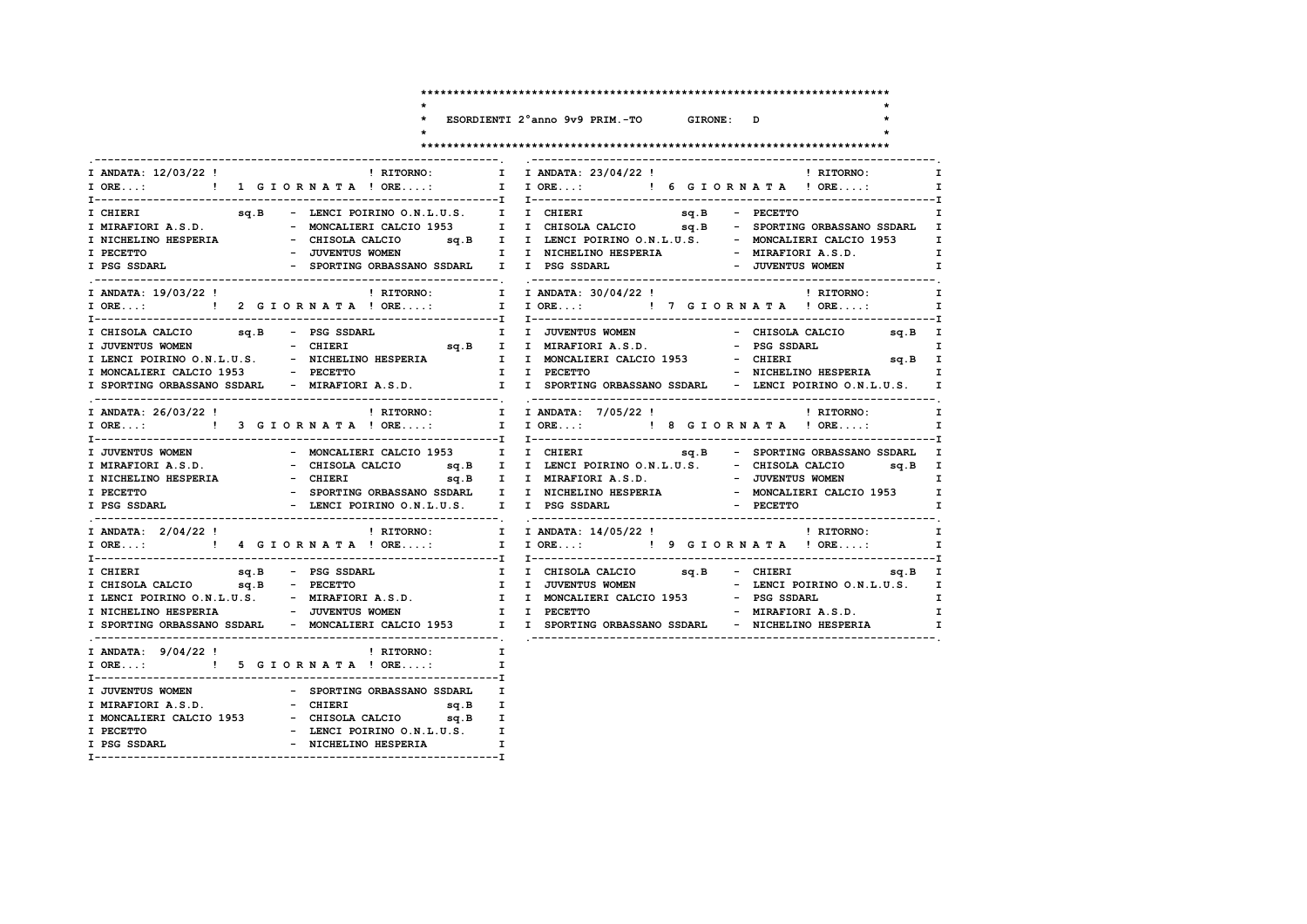# ESORDIENTI 2°anno 9v9 PRIM.-TO GIRONE: D

| ANDATA: 12/03/22 | 1 GIORNATA | RITORNO: |
|---|---|---|
| ORE...: | | ORE....: |
| CHIERI sq.B | - | LENCI POIRINO O.N.L.U.S. |
| MIRAFIORI A.S.D. | - | MONCALIERI CALCIO 1953 |
| NICHELINO HESPERIA | - | CHISOLA CALCIO sq.B |
| PECETTO | - | JUVENTUS WOMEN |
| PSG SSDARL | - | SPORTING ORBASSANO SSDARL |

| ANDATA: 19/03/22 | 2 GIORNATA | RITORNO: |
|---|---|---|
| ORE...: | | ORE....: |
| CHISOLA CALCIO sq.B | - | PSG SSDARL |
| JUVENTUS WOMEN | - | CHIERI sq.B |
| LENCI POIRINO O.N.L.U.S. | - | NICHELINO HESPERIA |
| MONCALIERI CALCIO 1953 | - | PECETTO |
| SPORTING ORBASSANO SSDARL | - | MIRAFIORI A.S.D. |

| ANDATA: 26/03/22 | 3 GIORNATA | RITORNO: |
|---|---|---|
| ORE...: | | ORE....: |
| JUVENTUS WOMEN | - | MONCALIERI CALCIO 1953 |
| MIRAFIORI A.S.D. | - | CHISOLA CALCIO sq.B |
| NICHELINO HESPERIA | - | CHIERI sq.B |
| PECETTO | - | SPORTING ORBASSANO SSDARL |
| PSG SSDARL | - | LENCI POIRINO O.N.L.U.S. |

| ANDATA: 2/04/22 | 4 GIORNATA | RITORNO: |
|---|---|---|
| ORE...: | | ORE....: |
| CHIERI sq.B | - | PSG SSDARL |
| CHISOLA CALCIO sq.B | - | PECETTO |
| LENCI POIRINO O.N.L.U.S. | - | MIRAFIORI A.S.D. |
| NICHELINO HESPERIA | - | JUVENTUS WOMEN |
| SPORTING ORBASSANO SSDARL | - | MONCALIERI CALCIO 1953 |

| ANDATA: 9/04/22 | 5 GIORNATA | RITORNO: |
|---|---|---|
| ORE...: | | ORE....: |
| JUVENTUS WOMEN | - | SPORTING ORBASSANO SSDARL |
| MIRAFIORI A.S.D. | - | CHIERI sq.B |
| MONCALIERI CALCIO 1953 | - | CHISOLA CALCIO sq.B |
| PECETTO | - | LENCI POIRINO O.N.L.U.S. |
| PSG SSDARL | - | NICHELINO HESPERIA |

| ANDATA: 23/04/22 | 6 GIORNATA | RITORNO: |
|---|---|---|
| ORE...: | | ORE....: |
| CHIERI sq.B | - | PECETTO |
| CHISOLA CALCIO sq.B | - | SPORTING ORBASSANO SSDARL |
| LENCI POIRINO O.N.L.U.S. | - | MONCALIERI CALCIO 1953 |
| NICHELINO HESPERIA | - | MIRAFIORI A.S.D. |
| PSG SSDARL | - | JUVENTUS WOMEN |

| ANDATA: 30/04/22 | 7 GIORNATA | RITORNO: |
|---|---|---|
| ORE...: | | ORE....: |
| JUVENTUS WOMEN | - | CHISOLA CALCIO sq.B |
| MIRAFIORI A.S.D. | - | PSG SSDARL |
| MONCALIERI CALCIO 1953 | - | CHIERI sq.B |
| PECETTO | - | NICHELINO HESPERIA |
| SPORTING ORBASSANO SSDARL | - | LENCI POIRINO O.N.L.U.S. |

| ANDATA: 7/05/22 | 8 GIORNATA | RITORNO: |
|---|---|---|
| ORE...: | | ORE....: |
| CHIERI sq.B | - | SPORTING ORBASSANO SSDARL |
| LENCI POIRINO O.N.L.U.S. | - | CHISOLA CALCIO sq.B |
| MIRAFIORI A.S.D. | - | JUVENTUS WOMEN |
| NICHELINO HESPERIA | - | MONCALIERI CALCIO 1953 |
| PSG SSDARL | - | PECETTO |

| ANDATA: 14/05/22 | 9 GIORNATA | RITORNO: |
|---|---|---|
| ORE...: | | ORE....: |
| CHISOLA CALCIO sq.B | - | CHIERI sq.B |
| JUVENTUS WOMEN | - | LENCI POIRINO O.N.L.U.S. |
| MONCALIERI CALCIO 1953 | - | PSG SSDARL |
| PECETTO | - | MIRAFIORI A.S.D. |
| SPORTING ORBASSANO SSDARL | - | NICHELINO HESPERIA |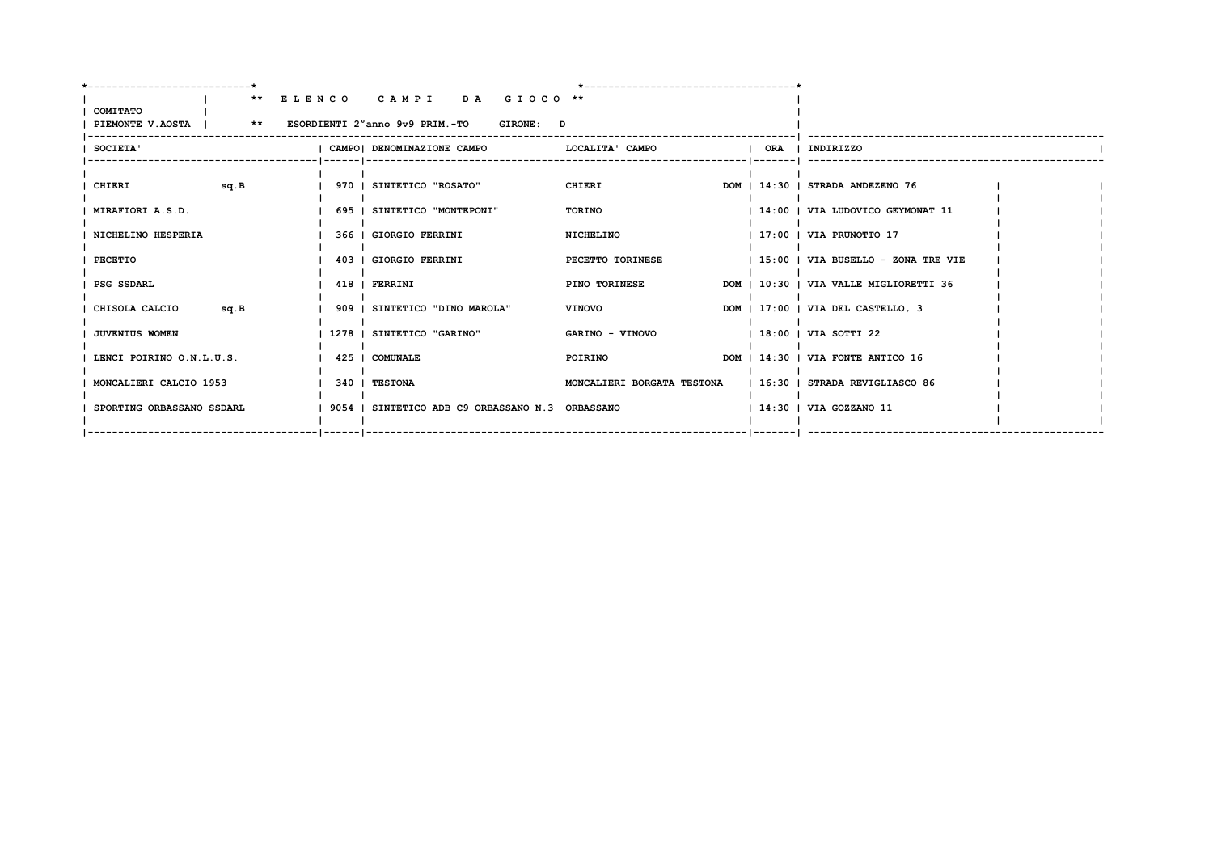**\*\* E L E N C O   C A M P I   D A   G I O C O \*\***

COMITATO
PIEMONTE V.AOSTA

**\*\* ESORDIENTI 2°anno 9v9 PRIM.-TO   GIRONE: D**

| SOCIETA' | | CAMPO | DENOMINAZIONE CAMPO | LOCALITA' CAMPO | | ORA | INDIRIZZO |
|---|---|---|---|---|---|---|---|
| CHIERI | sq.B | 970 | SINTETICO "ROSATO" | CHIERI | DOM | 14:30 | STRADA ANDEZENO 76 |
| MIRAFIORI A.S.D. | | 695 | SINTETICO "MONTEPONI" | TORINO | | 14:00 | VIA LUDOVICO GEYMONAT 11 |
| NICHELINO HESPERIA | | 366 | GIORGIO FERRINI | NICHELINO | | 17:00 | VIA PRUNOTTO 17 |
| PECETTO | | 403 | GIORGIO FERRINI | PECETTO TORINESE | | 15:00 | VIA BUSELLO - ZONA TRE VIE |
| PSG SSDARL | | 418 | FERRINI | PINO TORINESE | DOM | 10:30 | VIA VALLE MIGLIORETTI 36 |
| CHISOLA CALCIO | sq.B | 909 | SINTETICO "DINO MAROLA" | VINOVO | DOM | 17:00 | VIA DEL CASTELLO, 3 |
| JUVENTUS WOMEN | | 1278 | SINTETICO "GARINO" | GARINO - VINOVO | | 18:00 | VIA SOTTI 22 |
| LENCI POIRINO O.N.L.U.S. | | 425 | COMUNALE | POIRINO | DOM | 14:30 | VIA FONTE ANTICO 16 |
| MONCALIERI CALCIO 1953 | | 340 | TESTONA | MONCALIERI BORGATA TESTONA | | 16:30 | STRADA REVIGLIASCO 86 |
| SPORTING ORBASSANO SSDARL | | 9054 | SINTETICO ADB C9 ORBASSANO N.3 | ORBASSANO | | 14:30 | VIA GOZZANO 11 |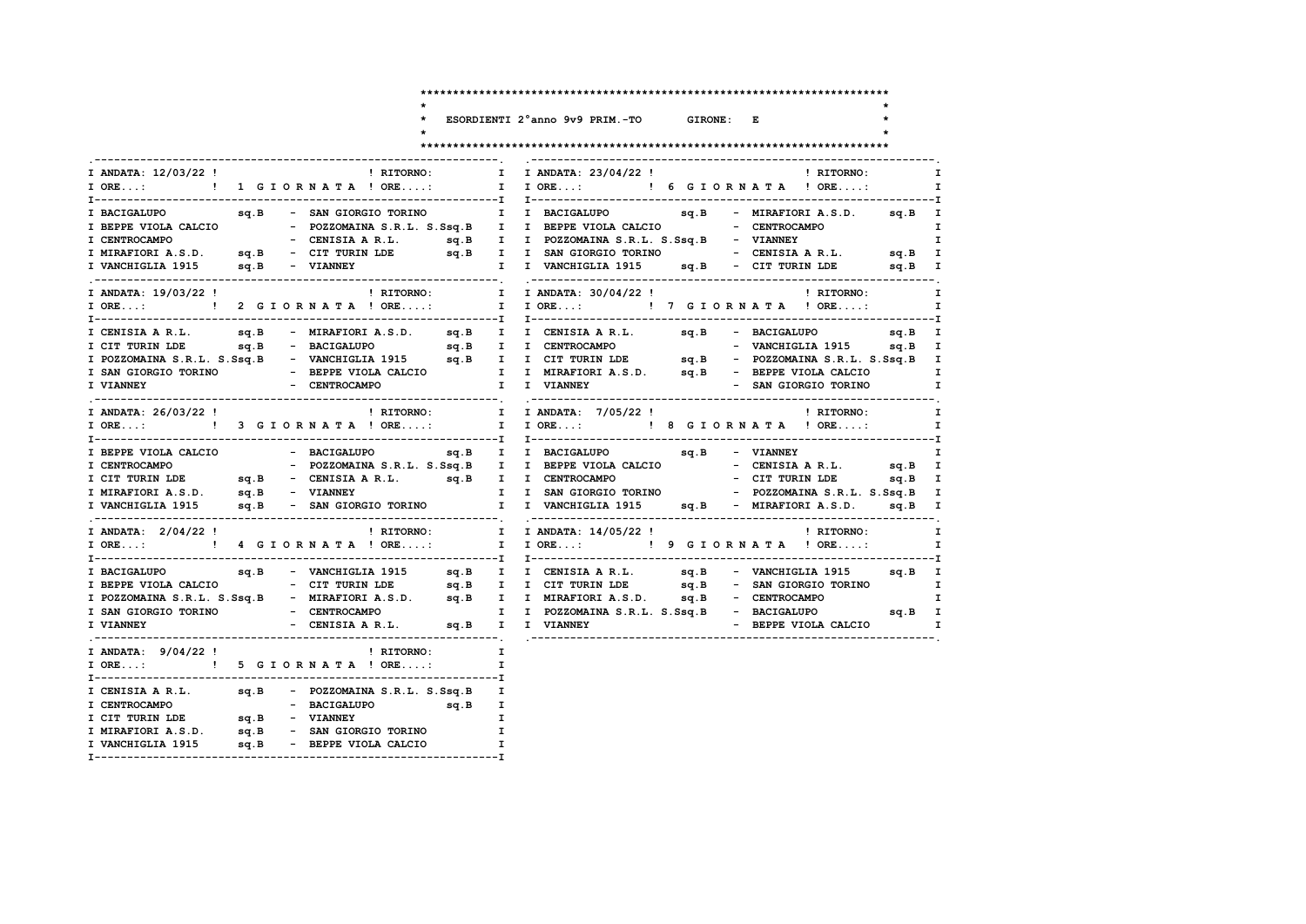# ESORDIENTI 2°anno 9v9 PRIM.-TO GIRONE: E

## 1 GIORNATA

ANDATA: 12/03/22 — RITORNO: — ORE...: — ORE....:

| Casa | | Ospite | |
|---|---|---|---|
| BACIGALUPO | sq.B | SAN GIORGIO TORINO | |
| BEPPE VIOLA CALCIO | | POZZOMAINA S.R.L. S.Ssq.B | |
| CENTROCAMPO | | CENISIA A R.L. | sq.B |
| MIRAFIORI A.S.D. | sq.B | CIT TURIN LDE | sq.B |
| VANCHIGLIA 1915 | sq.B | VIANNEY | |

## 2 GIORNATA

ANDATA: 19/03/22 — RITORNO: — ORE...: — ORE....:

| Casa | | Ospite | |
|---|---|---|---|
| CENISIA A R.L. | sq.B | MIRAFIORI A.S.D. | sq.B |
| CIT TURIN LDE | sq.B | BACIGALUPO | sq.B |
| POZZOMAINA S.R.L. S.Ssq.B | | VANCHIGLIA 1915 | sq.B |
| SAN GIORGIO TORINO | | BEPPE VIOLA CALCIO | |
| VIANNEY | | CENTROCAMPO | |

## 3 GIORNATA

ANDATA: 26/03/22 — RITORNO: — ORE...: — ORE....:

| Casa | | Ospite | |
|---|---|---|---|
| BEPPE VIOLA CALCIO | | BACIGALUPO | sq.B |
| CENTROCAMPO | | POZZOMAINA S.R.L. S.Ssq.B | |
| CIT TURIN LDE | sq.B | CENISIA A R.L. | sq.B |
| MIRAFIORI A.S.D. | sq.B | VIANNEY | |
| VANCHIGLIA 1915 | sq.B | SAN GIORGIO TORINO | |

## 4 GIORNATA

ANDATA: 2/04/22 — RITORNO: — ORE...: — ORE....:

| Casa | | Ospite | |
|---|---|---|---|
| BACIGALUPO | sq.B | VANCHIGLIA 1915 | sq.B |
| BEPPE VIOLA CALCIO | | CIT TURIN LDE | sq.B |
| POZZOMAINA S.R.L. S.Ssq.B | | MIRAFIORI A.S.D. | sq.B |
| SAN GIORGIO TORINO | | CENTROCAMPO | |
| VIANNEY | | CENISIA A R.L. | sq.B |

## 5 GIORNATA

ANDATA: 9/04/22 — RITORNO: — ORE...: — ORE....:

| Casa | | Ospite | |
|---|---|---|---|
| CENISIA A R.L. | sq.B | POZZOMAINA S.R.L. S.Ssq.B | |
| CENTROCAMPO | | BACIGALUPO | sq.B |
| CIT TURIN LDE | sq.B | VIANNEY | |
| MIRAFIORI A.S.D. | sq.B | SAN GIORGIO TORINO | |
| VANCHIGLIA 1915 | sq.B | BEPPE VIOLA CALCIO | |

## 6 GIORNATA

ANDATA: 23/04/22 — RITORNO: — ORE...: — ORE....:

| Casa | | Ospite | |
|---|---|---|---|
| BACIGALUPO | sq.B | MIRAFIORI A.S.D. | sq.B |
| BEPPE VIOLA CALCIO | | CENTROCAMPO | |
| POZZOMAINA S.R.L. S.Ssq.B | | VIANNEY | |
| SAN GIORGIO TORINO | | CENISIA A R.L. | sq.B |
| VANCHIGLIA 1915 | sq.B | CIT TURIN LDE | sq.B |

## 7 GIORNATA

ANDATA: 30/04/22 — RITORNO: — ORE...: — ORE....:

| Casa | | Ospite | |
|---|---|---|---|
| CENISIA A R.L. | sq.B | BACIGALUPO | sq.B |
| CENTROCAMPO | | VANCHIGLIA 1915 | sq.B |
| CIT TURIN LDE | sq.B | POZZOMAINA S.R.L. S.Ssq.B | |
| MIRAFIORI A.S.D. | sq.B | BEPPE VIOLA CALCIO | |
| VIANNEY | | SAN GIORGIO TORINO | |

## 8 GIORNATA

ANDATA: 7/05/22 — RITORNO: — ORE...: — ORE....:

| Casa | | Ospite | |
|---|---|---|---|
| BACIGALUPO | sq.B | VIANNEY | |
| BEPPE VIOLA CALCIO | | CENISIA A R.L. | sq.B |
| CENTROCAMPO | | CIT TURIN LDE | sq.B |
| SAN GIORGIO TORINO | | POZZOMAINA S.R.L. S.Ssq.B | |
| VANCHIGLIA 1915 | sq.B | MIRAFIORI A.S.D. | sq.B |

## 9 GIORNATA

ANDATA: 14/05/22 — RITORNO: — ORE...: — ORE....:

| Casa | | Ospite | |
|---|---|---|---|
| CENISIA A R.L. | sq.B | VANCHIGLIA 1915 | sq.B |
| CIT TURIN LDE | sq.B | SAN GIORGIO TORINO | |
| MIRAFIORI A.S.D. | sq.B | CENTROCAMPO | |
| POZZOMAINA S.R.L. S.Ssq.B | | BACIGALUPO | sq.B |
| VIANNEY | | BEPPE VIOLA CALCIO | |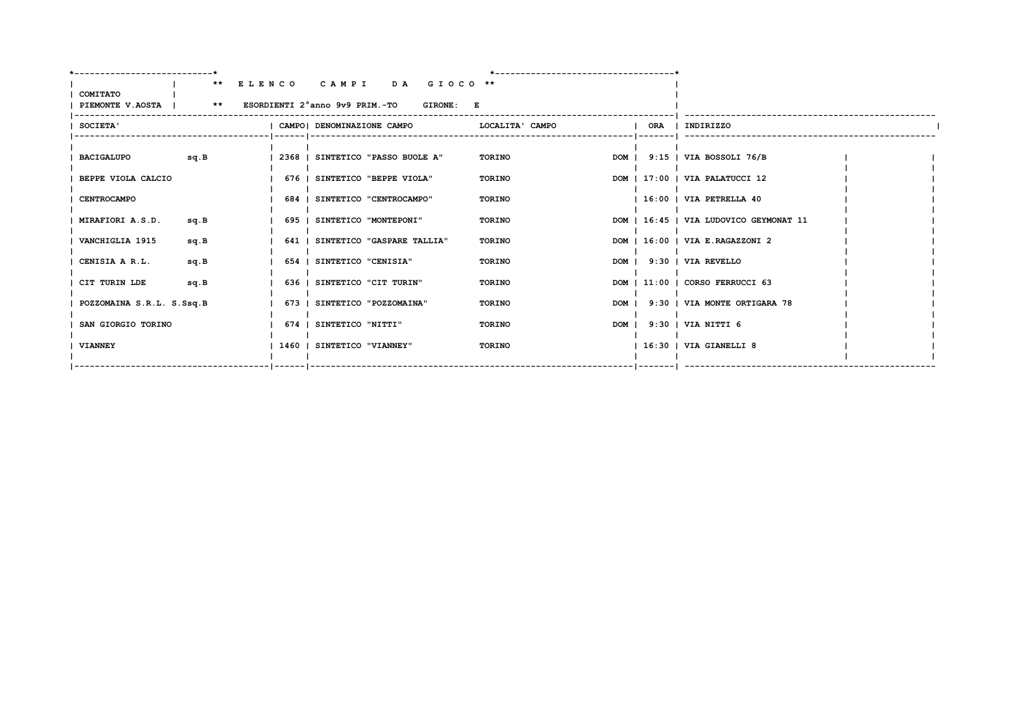**\*\* E L E N C O   C A M P I   D A   G I O C O \*\***

**COMITATO PIEMONTE V.AOSTA** — **\*\* ESORDIENTI 2°anno 9v9 PRIM.-TO   GIRONE: E**

| SOCIETA' | | CAMPO | DENOMINAZIONE CAMPO | LOCALITA' CAMPO | | ORA | INDIRIZZO |
|---|---|---|---|---|---|---|---|
| BACIGALUPO | sq.B | 2368 | SINTETICO "PASSO BUOLE A" | TORINO | DOM | 9:15 | VIA BOSSOLI 76/B |
| BEPPE VIOLA CALCIO | | 676 | SINTETICO "BEPPE VIOLA" | TORINO | DOM | 17:00 | VIA PALATUCCI 12 |
| CENTROCAMPO | | 684 | SINTETICO "CENTROCAMPO" | TORINO | | 16:00 | VIA PETRELLA 40 |
| MIRAFIORI A.S.D. | sq.B | 695 | SINTETICO "MONTEPONI" | TORINO | DOM | 16:45 | VIA LUDOVICO GEYMONAT 11 |
| VANCHIGLIA 1915 | sq.B | 641 | SINTETICO "GASPARE TALLIA" | TORINO | DOM | 16:00 | VIA E.RAGAZZONI 2 |
| CENISIA A R.L. | sq.B | 654 | SINTETICO "CENISIA" | TORINO | DOM | 9:30 | VIA REVELLO |
| CIT TURIN LDE | sq.B | 636 | SINTETICO "CIT TURIN" | TORINO | DOM | 11:00 | CORSO FERRUCCI 63 |
| POZZOMAINA S.R.L. S.S | sq.B | 673 | SINTETICO "POZZOMAINA" | TORINO | DOM | 9:30 | VIA MONTE ORTIGARA 78 |
| SAN GIORGIO TORINO | | 674 | SINTETICO "NITTI" | TORINO | DOM | 9:30 | VIA NITTI 6 |
| VIANNEY | | 1460 | SINTETICO "VIANNEY" | TORINO | | 16:30 | VIA GIANELLI 8 |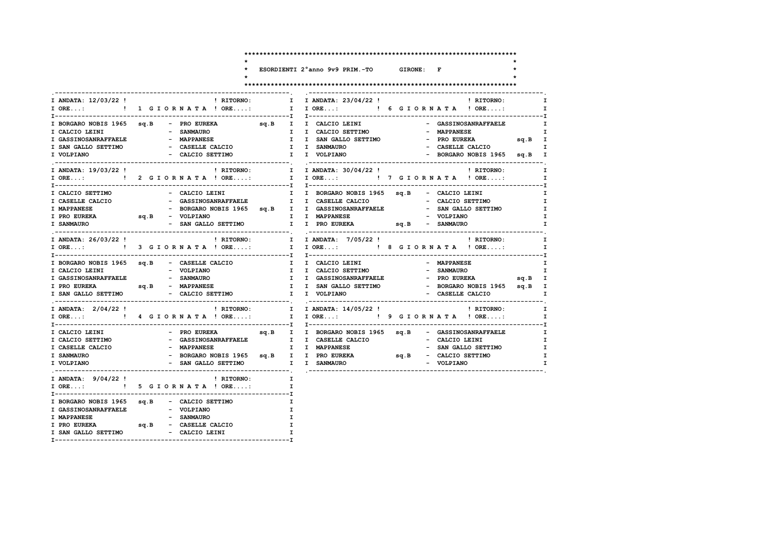**ESORDIENTI 2°anno 9v9 PRIM.-TO GIRONE: F**

### 1 GIORNATA — ANDATA: 12/03/22

| Casa | Ospite |
|---|---|
| BORGARO NOBIS 1965 sq.B | PRO EUREKA sq.B |
| CALCIO LEINI | SANMAURO |
| GASSINOSANRAFFAELE | MAPPANESE |
| SAN GALLO SETTIMO | CASELLE CALCIO |
| VOLPIANO | CALCIO SETTIMO |

### 2 GIORNATA — ANDATA: 19/03/22

| Casa | Ospite |
|---|---|
| CALCIO SETTIMO | CALCIO LEINI |
| CASELLE CALCIO | GASSINOSANRAFFAELE |
| MAPPANESE | BORGARO NOBIS 1965 sq.B |
| PRO EUREKA sq.B | VOLPIANO |
| SANMAURO | SAN GALLO SETTIMO |

### 3 GIORNATA — ANDATA: 26/03/22

| Casa | Ospite |
|---|---|
| BORGARO NOBIS 1965 sq.B | CASELLE CALCIO |
| CALCIO LEINI | VOLPIANO |
| GASSINOSANRAFFAELE | SANMAURO |
| PRO EUREKA sq.B | MAPPANESE |
| SAN GALLO SETTIMO | CALCIO SETTIMO |

### 4 GIORNATA — ANDATA: 2/04/22

| Casa | Ospite |
|---|---|
| CALCIO LEINI | PRO EUREKA sq.B |
| CALCIO SETTIMO | GASSINOSANRAFFAELE |
| CASELLE CALCIO | MAPPANESE |
| SANMAURO | BORGARO NOBIS 1965 sq.B |
| VOLPIANO | SAN GALLO SETTIMO |

### 5 GIORNATA — ANDATA: 9/04/22

| Casa | Ospite |
|---|---|
| BORGARO NOBIS 1965 sq.B | CALCIO SETTIMO |
| GASSINOSANRAFFAELE | VOLPIANO |
| MAPPANESE | SANMAURO |
| PRO EUREKA sq.B | CASELLE CALCIO |
| SAN GALLO SETTIMO | CALCIO LEINI |

### 6 GIORNATA — ANDATA: 23/04/22

| Casa | Ospite |
|---|---|
| CALCIO LEINI | GASSINOSANRAFFAELE |
| CALCIO SETTIMO | MAPPANESE |
| SAN GALLO SETTIMO | PRO EUREKA sq.B |
| SANMAURO | CASELLE CALCIO |
| VOLPIANO | BORGARO NOBIS 1965 sq.B |

### 7 GIORNATA — ANDATA: 30/04/22

| Casa | Ospite |
|---|---|
| BORGARO NOBIS 1965 sq.B | CALCIO LEINI |
| CASELLE CALCIO | CALCIO SETTIMO |
| GASSINOSANRAFFAELE | SAN GALLO SETTIMO |
| MAPPANESE | VOLPIANO |
| PRO EUREKA sq.B | SANMAURO |

### 8 GIORNATA — ANDATA: 7/05/22

| Casa | Ospite |
|---|---|
| CALCIO LEINI | MAPPANESE |
| CALCIO SETTIMO | SANMAURO |
| GASSINOSANRAFFAELE | PRO EUREKA sq.B |
| SAN GALLO SETTIMO | BORGARO NOBIS 1965 sq.B |
| VOLPIANO | CASELLE CALCIO |

### 9 GIORNATA — ANDATA: 14/05/22

| Casa | Ospite |
|---|---|
| BORGARO NOBIS 1965 sq.B | GASSINOSANRAFFAELE |
| CASELLE CALCIO | CALCIO LEINI |
| MAPPANESE | SAN GALLO SETTIMO |
| PRO EUREKA sq.B | CALCIO SETTIMO |
| SANMAURO | VOLPIANO |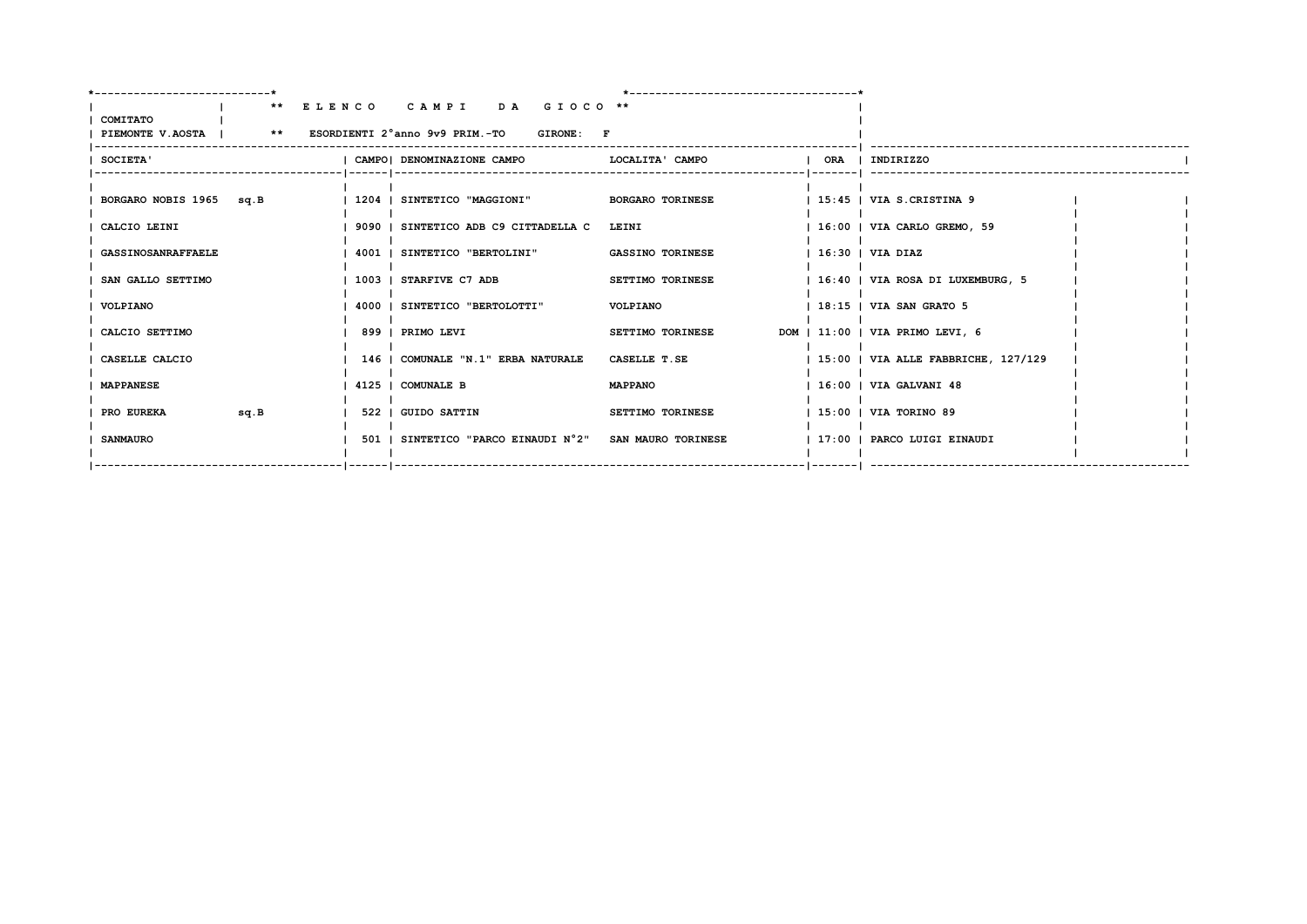**\*\* E L E N C O   C A M P I   D A   G I O C O \*\***

**COMITATO PIEMONTE V.AOSTA** | **\*\* ESORDIENTI 2°anno 9v9 PRIM.-TO   GIRONE: F**

| SOCIETA' | CAMPO | DENOMINAZIONE CAMPO | LOCALITA' CAMPO | | ORA | INDIRIZZO |
|---|---|---|---|---|---|---|
| BORGARO NOBIS 1965 sq.B | 1204 | SINTETICO "MAGGIONI" | BORGARO TORINESE | | 15:45 | VIA S.CRISTINA 9 |
| CALCIO LEINI | 9090 | SINTETICO ADB C9 CITTADELLA C | LEINI | | 16:00 | VIA CARLO GREMO, 59 |
| GASSINOSANRAFFAELE | 4001 | SINTETICO "BERTOLINI" | GASSINO TORINESE | | 16:30 | VIA DIAZ |
| SAN GALLO SETTIMO | 1003 | STARFIVE C7 ADB | SETTIMO TORINESE | | 16:40 | VIA ROSA DI LUXEMBURG, 5 |
| VOLPIANO | 4000 | SINTETICO "BERTOLOTTI" | VOLPIANO | | 18:15 | VIA SAN GRATO 5 |
| CALCIO SETTIMO | 899 | PRIMO LEVI | SETTIMO TORINESE | DOM | 11:00 | VIA PRIMO LEVI, 6 |
| CASELLE CALCIO | 146 | COMUNALE "N.1" ERBA NATURALE | CASELLE T.SE | | 15:00 | VIA ALLE FABBRICHE, 127/129 |
| MAPPANESE | 4125 | COMUNALE B | MAPPANO | | 16:00 | VIA GALVANI 48 |
| PRO EUREKA sq.B | 522 | GUIDO SATTIN | SETTIMO TORINESE | | 15:00 | VIA TORINO 89 |
| SANMAURO | 501 | SINTETICO "PARCO EINAUDI N°2" | SAN MAURO TORINESE | | 17:00 | PARCO LUIGI EINAUDI |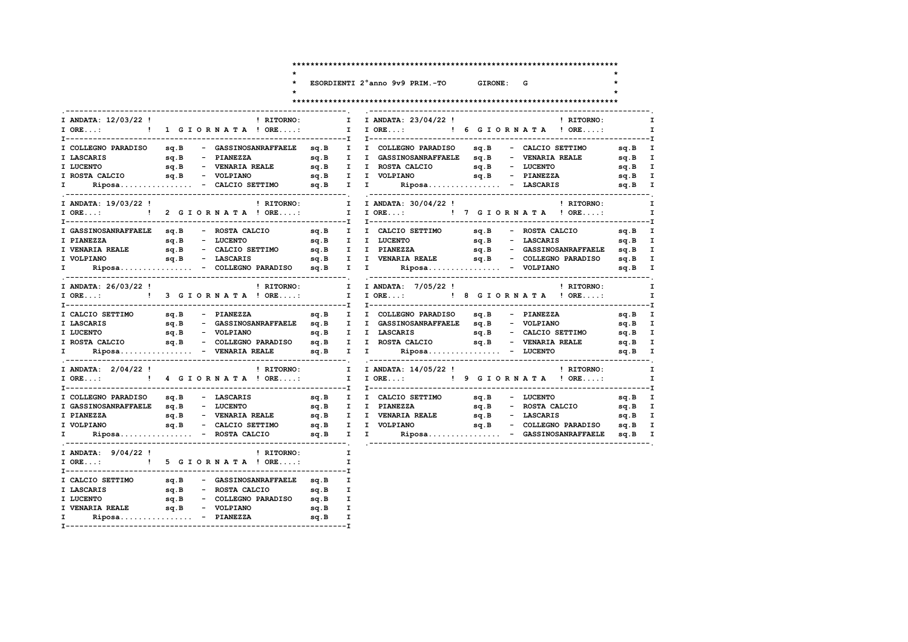# ESORDIENTI 2°anno 9v9 PRIM.-TO GIRONE: G

### 1 GIORNATA

| ANDATA: 12/03/22 | | | | RITORNO: |
|---|---|---|---|---|
| ORE...: | | | | ORE....: |
| COLLEGNO PARADISO | sq.B | - | GASSINOSANRAFFAELE | sq.B |
| LASCARIS | sq.B | - | PIANEZZA | sq.B |
| LUCENTO | sq.B | - | VENARIA REALE | sq.B |
| ROSTA CALCIO | sq.B | - | VOLPIANO | sq.B |
| Riposa................ | | - | CALCIO SETTIMO | sq.B |

### 2 GIORNATA

| ANDATA: 19/03/22 | | | | RITORNO: |
|---|---|---|---|---|
| ORE...: | | | | ORE....: |
| GASSINOSANRAFFAELE | sq.B | - | ROSTA CALCIO | sq.B |
| PIANEZZA | sq.B | - | LUCENTO | sq.B |
| VENARIA REALE | sq.B | - | CALCIO SETTIMO | sq.B |
| VOLPIANO | sq.B | - | LASCARIS | sq.B |
| Riposa................ | | - | COLLEGNO PARADISO | sq.B |

### 3 GIORNATA

| ANDATA: 26/03/22 | | | | RITORNO: |
|---|---|---|---|---|
| ORE...: | | | | ORE....: |
| CALCIO SETTIMO | sq.B | - | PIANEZZA | sq.B |
| LASCARIS | sq.B | - | GASSINOSANRAFFAELE | sq.B |
| LUCENTO | sq.B | - | VOLPIANO | sq.B |
| ROSTA CALCIO | sq.B | - | COLLEGNO PARADISO | sq.B |
| Riposa................ | | - | VENARIA REALE | sq.B |

### 4 GIORNATA

| ANDATA: 2/04/22 | | | | RITORNO: |
|---|---|---|---|---|
| ORE...: | | | | ORE....: |
| COLLEGNO PARADISO | sq.B | - | LASCARIS | sq.B |
| GASSINOSANRAFFAELE | sq.B | - | LUCENTO | sq.B |
| PIANEZZA | sq.B | - | VENARIA REALE | sq.B |
| VOLPIANO | sq.B | - | CALCIO SETTIMO | sq.B |
| Riposa................ | | - | ROSTA CALCIO | sq.B |

### 5 GIORNATA

| ANDATA: 9/04/22 | | | | RITORNO: |
|---|---|---|---|---|
| ORE...: | | | | ORE....: |
| CALCIO SETTIMO | sq.B | - | GASSINOSANRAFFAELE | sq.B |
| LASCARIS | sq.B | - | ROSTA CALCIO | sq.B |
| LUCENTO | sq.B | - | COLLEGNO PARADISO | sq.B |
| VENARIA REALE | sq.B | - | VOLPIANO | sq.B |
| Riposa................ | | - | PIANEZZA | sq.B |

### 6 GIORNATA

| ANDATA: 23/04/22 | | | | RITORNO: |
|---|---|---|---|---|
| ORE...: | | | | ORE....: |
| COLLEGNO PARADISO | sq.B | - | CALCIO SETTIMO | sq.B |
| GASSINOSANRAFFAELE | sq.B | - | VENARIA REALE | sq.B |
| ROSTA CALCIO | sq.B | - | LUCENTO | sq.B |
| VOLPIANO | sq.B | - | PIANEZZA | sq.B |
| Riposa................ | | - | LASCARIS | sq.B |

### 7 GIORNATA

| ANDATA: 30/04/22 | | | | RITORNO: |
|---|---|---|---|---|
| ORE...: | | | | ORE....: |
| CALCIO SETTIMO | sq.B | - | ROSTA CALCIO | sq.B |
| LUCENTO | sq.B | - | LASCARIS | sq.B |
| PIANEZZA | sq.B | - | GASSINOSANRAFFAELE | sq.B |
| VENARIA REALE | sq.B | - | COLLEGNO PARADISO | sq.B |
| Riposa................ | | - | VOLPIANO | sq.B |

### 8 GIORNATA

| ANDATA: 7/05/22 | | | | RITORNO: |
|---|---|---|---|---|
| ORE...: | | | | ORE....: |
| COLLEGNO PARADISO | sq.B | - | PIANEZZA | sq.B |
| GASSINOSANRAFFAELE | sq.B | - | VOLPIANO | sq.B |
| LASCARIS | sq.B | - | CALCIO SETTIMO | sq.B |
| ROSTA CALCIO | sq.B | - | VENARIA REALE | sq.B |
| Riposa................ | | - | LUCENTO | sq.B |

### 9 GIORNATA

| ANDATA: 14/05/22 | | | | RITORNO: |
|---|---|---|---|---|
| ORE...: | | | | ORE....: |
| CALCIO SETTIMO | sq.B | - | LUCENTO | sq.B |
| PIANEZZA | sq.B | - | ROSTA CALCIO | sq.B |
| VENARIA REALE | sq.B | - | LASCARIS | sq.B |
| VOLPIANO | sq.B | - | COLLEGNO PARADISO | sq.B |
| Riposa................ | | - | GASSINOSANRAFFAELE | sq.B |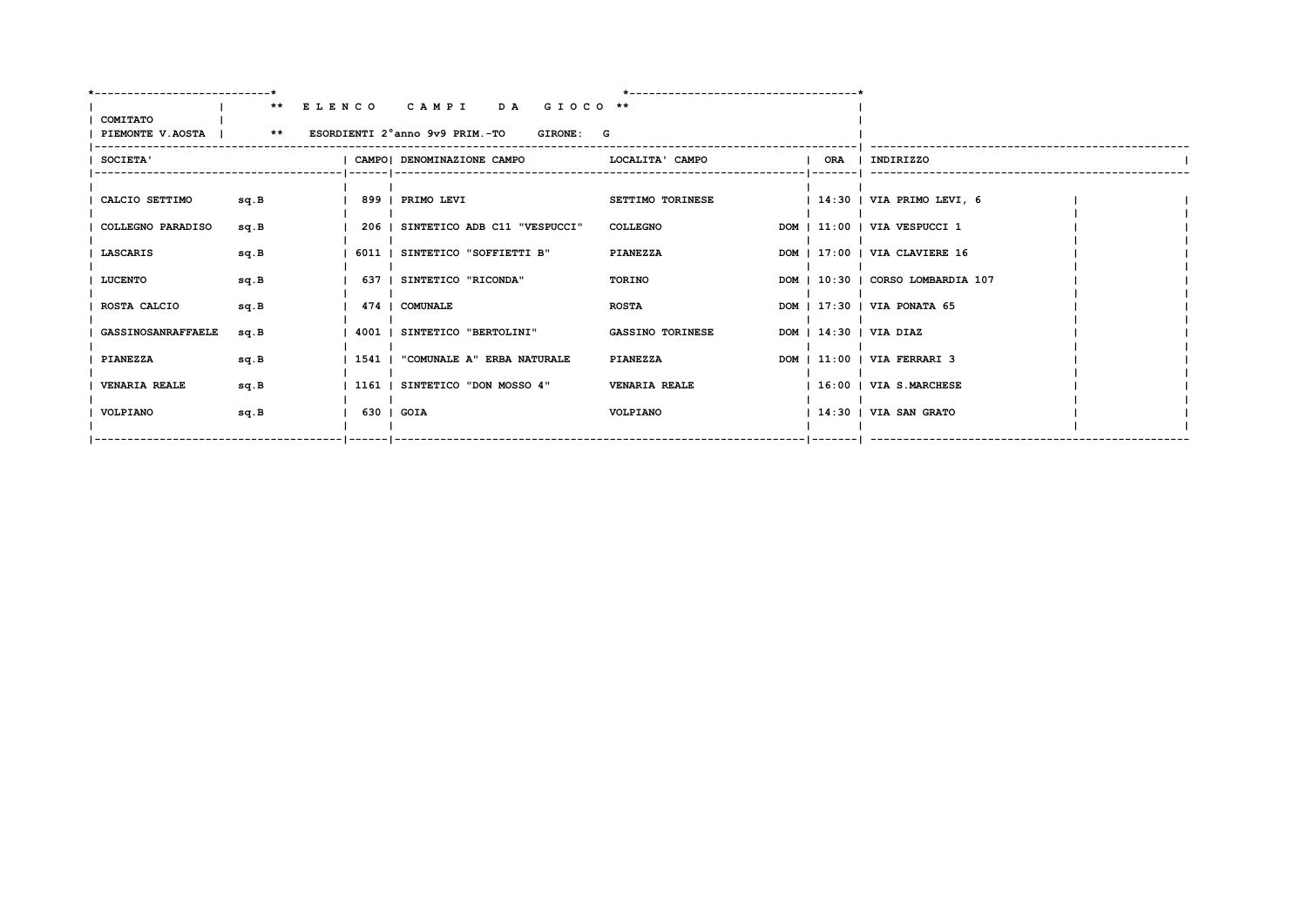**\*\* E L E N C O   C A M P I   D A   G I O C O \*\***

COMITATO PIEMONTE V.AOSTA | \*\* ESORDIENTI 2°anno 9v9 PRIM.-TO   GIRONE: G

| SOCIETA' | | CAMPO | DENOMINAZIONE CAMPO | LOCALITA' CAMPO | | ORA | INDIRIZZO |
|---|---|---|---|---|---|---|---|
| CALCIO SETTIMO | sq.B | 899 | PRIMO LEVI | SETTIMO TORINESE | | 14:30 | VIA PRIMO LEVI, 6 |
| COLLEGNO PARADISO | sq.B | 206 | SINTETICO ADB C11 "VESPUCCI" | COLLEGNO | DOM | 11:00 | VIA VESPUCCI 1 |
| LASCARIS | sq.B | 6011 | SINTETICO "SOFFIETTI B" | PIANEZZA | DOM | 17:00 | VIA CLAVIERE 16 |
| LUCENTO | sq.B | 637 | SINTETICO "RICONDA" | TORINO | DOM | 10:30 | CORSO LOMBARDIA 107 |
| ROSTA CALCIO | sq.B | 474 | COMUNALE | ROSTA | DOM | 17:30 | VIA PONATA 65 |
| GASSINOSANRAFFAELE | sq.B | 4001 | SINTETICO "BERTOLINI" | GASSINO TORINESE | DOM | 14:30 | VIA DIAZ |
| PIANEZZA | sq.B | 1541 | "COMUNALE A" ERBA NATURALE | PIANEZZA | DOM | 11:00 | VIA FERRARI 3 |
| VENARIA REALE | sq.B | 1161 | SINTETICO "DON MOSSO 4" | VENARIA REALE | | 16:00 | VIA S.MARCHESE |
| VOLPIANO | sq.B | 630 | GOIA | VOLPIANO | | 14:30 | VIA SAN GRATO |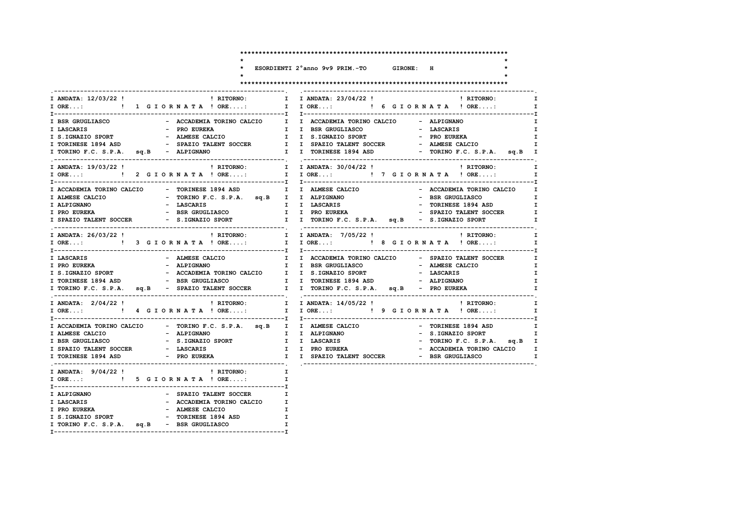# ESORDIENTI 2°anno 9v9 PRIM.-TO GIRONE: H

| ANDATA: 12/03/22 | 1 GIORNATA | RITORNO: |
|---|---|---|
| ORE...: | | ORE....: |
| BSR GRUGLIASCO | - | ACCADEMIA TORINO CALCIO |
| LASCARIS | - | PRO EUREKA |
| S.IGNAZIO SPORT | - | ALMESE CALCIO |
| TORINESE 1894 ASD | - | SPAZIO TALENT SOCCER |
| TORINO F.C. S.P.A. sq.B | - | ALPIGNANO |

| ANDATA: 19/03/22 | 2 GIORNATA | RITORNO: |
|---|---|---|
| ORE...: | | ORE....: |
| ACCADEMIA TORINO CALCIO | - | TORINESE 1894 ASD |
| ALMESE CALCIO | - | TORINO F.C. S.P.A. sq.B |
| ALPIGNANO | - | LASCARIS |
| PRO EUREKA | - | BSR GRUGLIASCO |
| SPAZIO TALENT SOCCER | - | S.IGNAZIO SPORT |

| ANDATA: 26/03/22 | 3 GIORNATA | RITORNO: |
|---|---|---|
| ORE...: | | ORE....: |
| LASCARIS | - | ALMESE CALCIO |
| PRO EUREKA | - | ALPIGNANO |
| S.IGNAZIO SPORT | - | ACCADEMIA TORINO CALCIO |
| TORINESE 1894 ASD | - | BSR GRUGLIASCO |
| TORINO F.C. S.P.A. sq.B | - | SPAZIO TALENT SOCCER |

| ANDATA: 2/04/22 | 4 GIORNATA | RITORNO: |
|---|---|---|
| ORE...: | | ORE....: |
| ACCADEMIA TORINO CALCIO | - | TORINO F.C. S.P.A. sq.B |
| ALMESE CALCIO | - | ALPIGNANO |
| BSR GRUGLIASCO | - | S.IGNAZIO SPORT |
| SPAZIO TALENT SOCCER | - | LASCARIS |
| TORINESE 1894 ASD | - | PRO EUREKA |

| ANDATA: 9/04/22 | 5 GIORNATA | RITORNO: |
|---|---|---|
| ORE...: | | ORE....: |
| ALPIGNANO | - | SPAZIO TALENT SOCCER |
| LASCARIS | - | ACCADEMIA TORINO CALCIO |
| PRO EUREKA | - | ALMESE CALCIO |
| S.IGNAZIO SPORT | - | TORINESE 1894 ASD |
| TORINO F.C. S.P.A. sq.B | - | BSR GRUGLIASCO |

| ANDATA: 23/04/22 | 6 GIORNATA | RITORNO: |
|---|---|---|
| ORE...: | | ORE....: |
| ACCADEMIA TORINO CALCIO | - | ALPIGNANO |
| BSR GRUGLIASCO | - | LASCARIS |
| S.IGNAZIO SPORT | - | PRO EUREKA |
| SPAZIO TALENT SOCCER | - | ALMESE CALCIO |
| TORINESE 1894 ASD | - | TORINO F.C. S.P.A. sq.B |

| ANDATA: 30/04/22 | 7 GIORNATA | RITORNO: |
|---|---|---|
| ORE...: | | ORE....: |
| ALMESE CALCIO | - | ACCADEMIA TORINO CALCIO |
| ALPIGNANO | - | BSR GRUGLIASCO |
| LASCARIS | - | TORINESE 1894 ASD |
| PRO EUREKA | - | SPAZIO TALENT SOCCER |
| TORINO F.C. S.P.A. sq.B | - | S.IGNAZIO SPORT |

| ANDATA: 7/05/22 | 8 GIORNATA | RITORNO: |
|---|---|---|
| ORE...: | | ORE....: |
| ACCADEMIA TORINO CALCIO | - | SPAZIO TALENT SOCCER |
| BSR GRUGLIASCO | - | ALMESE CALCIO |
| S.IGNAZIO SPORT | - | LASCARIS |
| TORINESE 1894 ASD | - | ALPIGNANO |
| TORINO F.C. S.P.A. sq.B | - | PRO EUREKA |

| ANDATA: 14/05/22 | 9 GIORNATA | RITORNO: |
|---|---|---|
| ORE...: | | ORE....: |
| ALMESE CALCIO | - | TORINESE 1894 ASD |
| ALPIGNANO | - | S.IGNAZIO SPORT |
| LASCARIS | - | TORINO F.C. S.P.A. sq.B |
| PRO EUREKA | - | ACCADEMIA TORINO CALCIO |
| SPAZIO TALENT SOCCER | - | BSR GRUGLIASCO |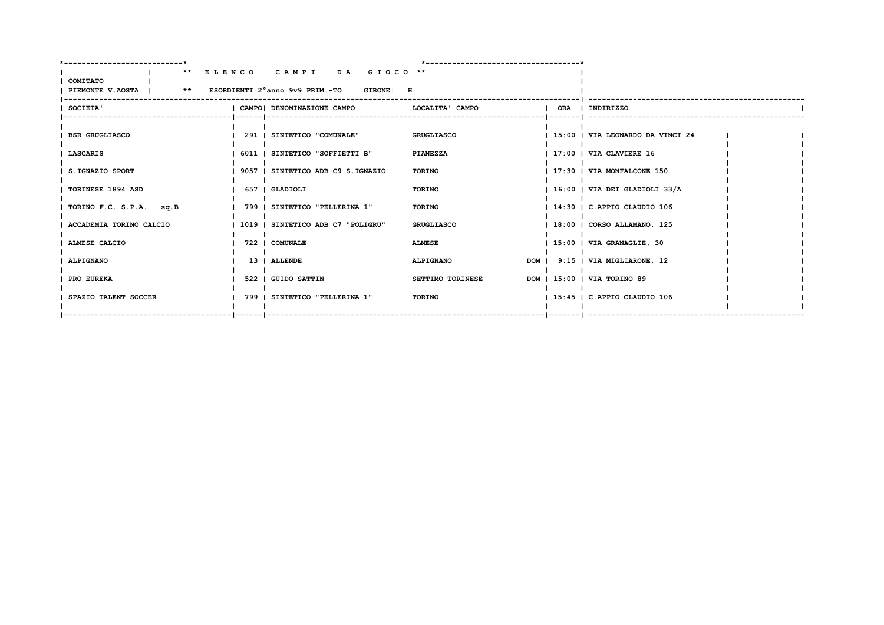**\*\* E L E N C O   C A M P I   D A   G I O C O \*\***

COMITATO PIEMONTE V.AOSTA

**\*\* ESORDIENTI 2°anno 9v9 PRIM.-TO   GIRONE: H**

| SOCIETA' | CAMPO | DENOMINAZIONE CAMPO | LOCALITA' CAMPO | | ORA | INDIRIZZO |
|---|---|---|---|---|---|---|
| BSR GRUGLIASCO | 291 | SINTETICO "COMUNALE" | GRUGLIASCO | | 15:00 | VIA LEONARDO DA VINCI 24 |
| LASCARIS | 6011 | SINTETICO "SOFFIETTI B" | PIANEZZA | | 17:00 | VIA CLAVIERE 16 |
| S.IGNAZIO SPORT | 9057 | SINTETICO ADB C9 S.IGNAZIO | TORINO | | 17:30 | VIA MONFALCONE 150 |
| TORINESE 1894 ASD | 657 | GLADIOLI | TORINO | | 16:00 | VIA DEI GLADIOLI 33/A |
| TORINO F.C. S.P.A. sq.B | 799 | SINTETICO "PELLERINA 1" | TORINO | | 14:30 | C.APPIO CLAUDIO 106 |
| ACCADEMIA TORINO CALCIO | 1019 | SINTETICO ADB C7 "POLIGRU" | GRUGLIASCO | | 18:00 | CORSO ALLAMANO, 125 |
| ALMESE CALCIO | 722 | COMUNALE | ALMESE | | 15:00 | VIA GRANAGLIE, 30 |
| ALPIGNANO | 13 | ALLENDE | ALPIGNANO | DOM | 9:15 | VIA MIGLIARONE, 12 |
| PRO EUREKA | 522 | GUIDO SATTIN | SETTIMO TORINESE | DOM | 15:00 | VIA TORINO 89 |
| SPAZIO TALENT SOCCER | 799 | SINTETICO "PELLERINA 1" | TORINO | | 15:45 | C.APPIO CLAUDIO 106 |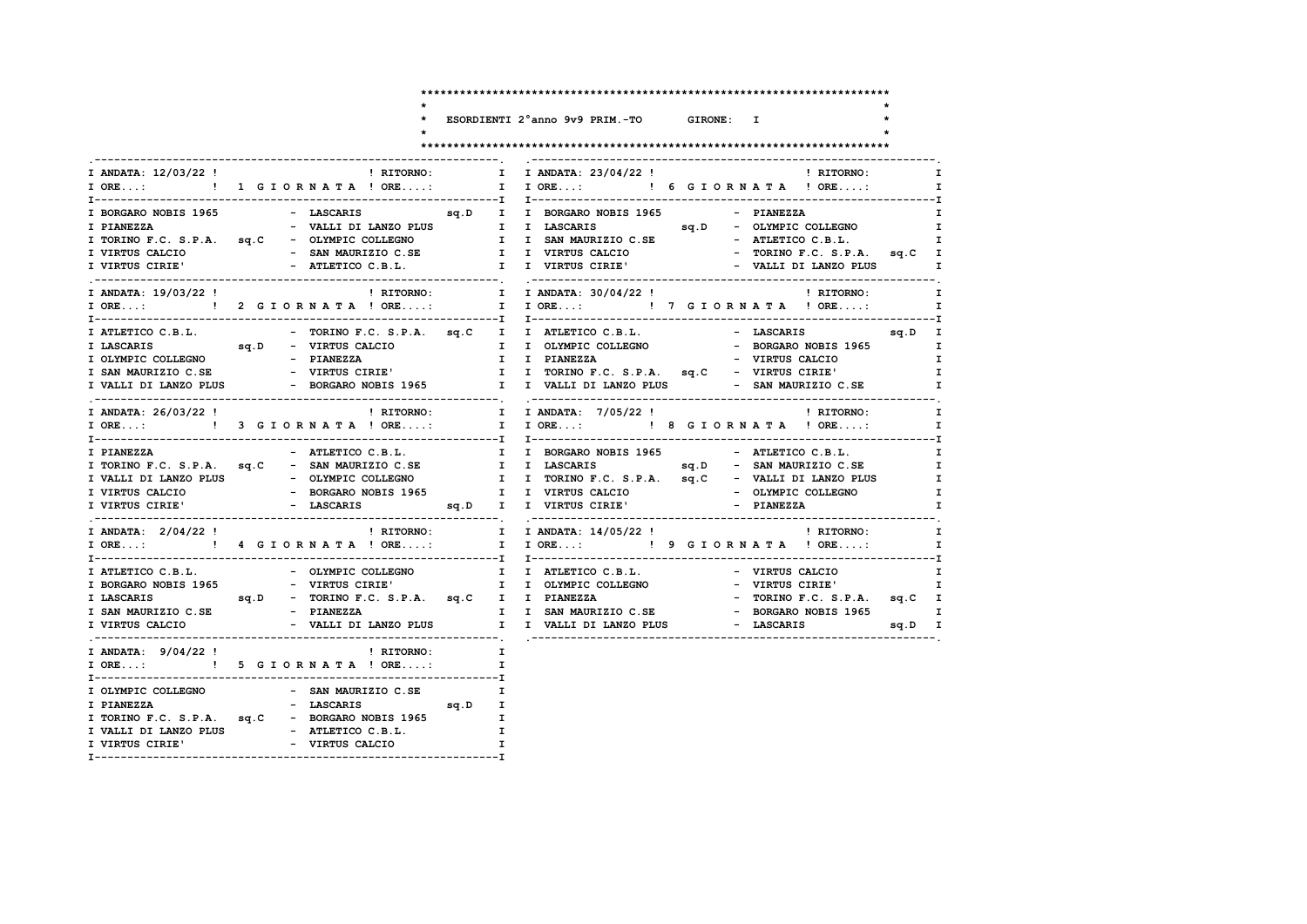# ESORDIENTI 2°anno 9v9 PRIM.-TO GIRONE: I

## 1 GIORNATA

ANDATA: 12/03/22 | RITORNO:

| Casa | Ospite |
|---|---|
| BORGARO NOBIS 1965 | LASCARIS sq.D |
| PIANEZZA | VALLI DI LANZO PLUS |
| TORINO F.C. S.P.A. sq.C | OLYMPIC COLLEGNO |
| VIRTUS CALCIO | SAN MAURIZIO C.SE |
| VIRTUS CIRIE' | ATLETICO C.B.L. |

## 2 GIORNATA

ANDATA: 19/03/22 | RITORNO:

| Casa | Ospite |
|---|---|
| ATLETICO C.B.L. | TORINO F.C. S.P.A. sq.C |
| LASCARIS sq.D | VIRTUS CALCIO |
| OLYMPIC COLLEGNO | PIANEZZA |
| SAN MAURIZIO C.SE | VIRTUS CIRIE' |
| VALLI DI LANZO PLUS | BORGARO NOBIS 1965 |

## 3 GIORNATA

ANDATA: 26/03/22 | RITORNO:

| Casa | Ospite |
|---|---|
| PIANEZZA | ATLETICO C.B.L. |
| TORINO F.C. S.P.A. sq.C | SAN MAURIZIO C.SE |
| VALLI DI LANZO PLUS | OLYMPIC COLLEGNO |
| VIRTUS CALCIO | BORGARO NOBIS 1965 |
| VIRTUS CIRIE' | LASCARIS sq.D |

## 4 GIORNATA

ANDATA: 2/04/22 | RITORNO:

| Casa | Ospite |
|---|---|
| ATLETICO C.B.L. | OLYMPIC COLLEGNO |
| BORGARO NOBIS 1965 | VIRTUS CIRIE' |
| LASCARIS sq.D | TORINO F.C. S.P.A. sq.C |
| SAN MAURIZIO C.SE | PIANEZZA |
| VIRTUS CALCIO | VALLI DI LANZO PLUS |

## 5 GIORNATA

ANDATA: 9/04/22 | RITORNO:

| Casa | Ospite |
|---|---|
| OLYMPIC COLLEGNO | SAN MAURIZIO C.SE |
| PIANEZZA | LASCARIS sq.D |
| TORINO F.C. S.P.A. sq.C | BORGARO NOBIS 1965 |
| VALLI DI LANZO PLUS | ATLETICO C.B.L. |
| VIRTUS CIRIE' | VIRTUS CALCIO |

## 6 GIORNATA

ANDATA: 23/04/22 | RITORNO:

| Casa | Ospite |
|---|---|
| BORGARO NOBIS 1965 | PIANEZZA |
| LASCARIS sq.D | OLYMPIC COLLEGNO |
| SAN MAURIZIO C.SE | ATLETICO C.B.L. |
| VIRTUS CALCIO | TORINO F.C. S.P.A. sq.C |
| VIRTUS CIRIE' | VALLI DI LANZO PLUS |

## 7 GIORNATA

ANDATA: 30/04/22 | RITORNO:

| Casa | Ospite |
|---|---|
| ATLETICO C.B.L. | LASCARIS sq.D |
| OLYMPIC COLLEGNO | BORGARO NOBIS 1965 |
| PIANEZZA | VIRTUS CALCIO |
| TORINO F.C. S.P.A. sq.C | VIRTUS CIRIE' |
| VALLI DI LANZO PLUS | SAN MAURIZIO C.SE |

## 8 GIORNATA

ANDATA: 7/05/22 | RITORNO:

| Casa | Ospite |
|---|---|
| BORGARO NOBIS 1965 | ATLETICO C.B.L. |
| LASCARIS sq.D | SAN MAURIZIO C.SE |
| TORINO F.C. S.P.A. sq.C | VALLI DI LANZO PLUS |
| VIRTUS CALCIO | OLYMPIC COLLEGNO |
| VIRTUS CIRIE' | PIANEZZA |

## 9 GIORNATA

ANDATA: 14/05/22 | RITORNO:

| Casa | Ospite |
|---|---|
| ATLETICO C.B.L. | VIRTUS CALCIO |
| OLYMPIC COLLEGNO | VIRTUS CIRIE' |
| PIANEZZA | TORINO F.C. S.P.A. sq.C |
| SAN MAURIZIO C.SE | BORGARO NOBIS 1965 |
| VALLI DI LANZO PLUS | LASCARIS sq.D |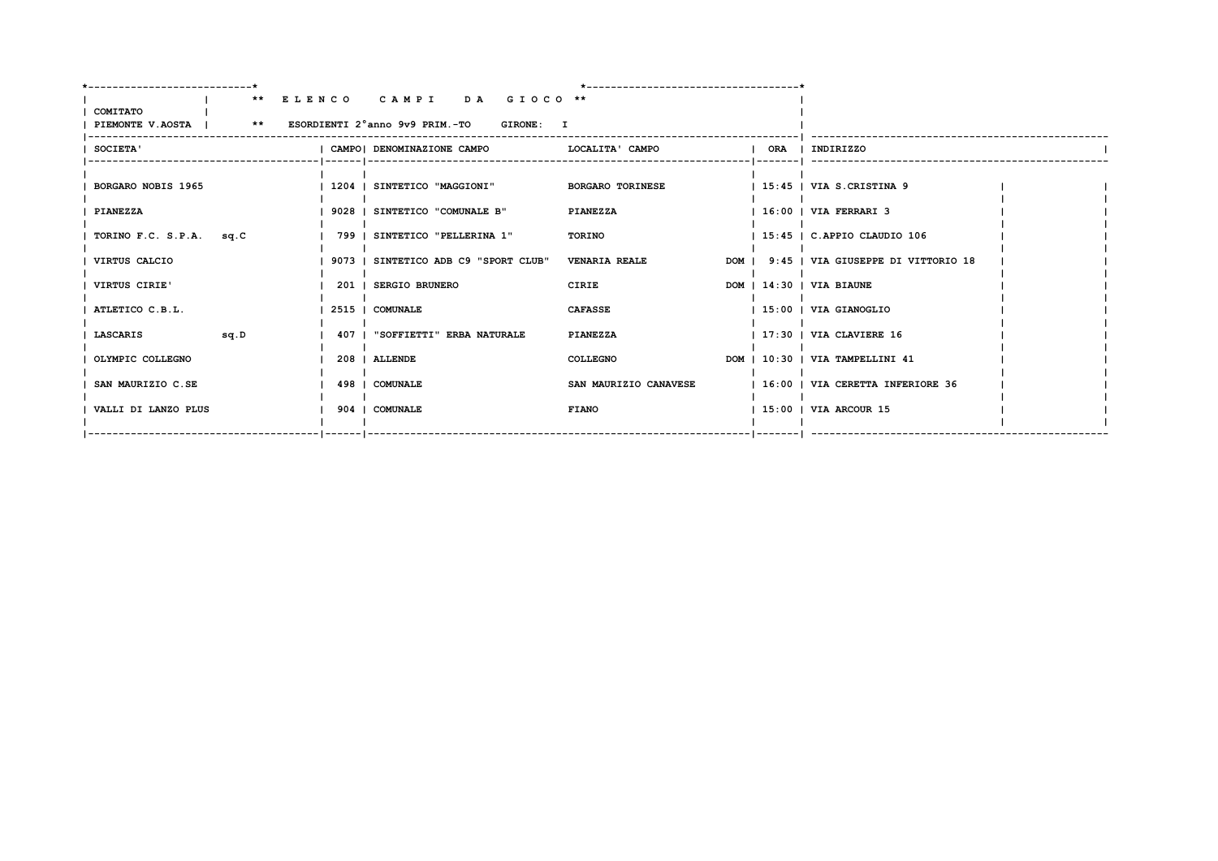**\*\* E L E N C O   C A M P I   D A   G I O C O \*\***

**COMITATO**
**PIEMONTE V.AOSTA**

**\*\* ESORDIENTI 2°anno 9v9 PRIM.-TO   GIRONE: I**

| SOCIETA' | CAMPO | DENOMINAZIONE CAMPO | LOCALITA' CAMPO | | ORA | INDIRIZZO |
|---|---|---|---|---|---|---|
| BORGARO NOBIS 1965 | 1204 | SINTETICO "MAGGIONI" | BORGARO TORINESE | | 15:45 | VIA S.CRISTINA 9 |
| PIANEZZA | 9028 | SINTETICO "COMUNALE B" | PIANEZZA | | 16:00 | VIA FERRARI 3 |
| TORINO F.C. S.P.A. sq.C | 799 | SINTETICO "PELLERINA 1" | TORINO | | 15:45 | C.APPIO CLAUDIO 106 |
| VIRTUS CALCIO | 9073 | SINTETICO ADB C9 "SPORT CLUB" | VENARIA REALE | DOM | 9:45 | VIA GIUSEPPE DI VITTORIO 18 |
| VIRTUS CIRIE' | 201 | SERGIO BRUNERO | CIRIE | DOM | 14:30 | VIA BIAUNE |
| ATLETICO C.B.L. | 2515 | COMUNALE | CAFASSE | | 15:00 | VIA GIANOGLIO |
| LASCARIS sq.D | 407 | "SOFFIETTI" ERBA NATURALE | PIANEZZA | | 17:30 | VIA CLAVIERE 16 |
| OLYMPIC COLLEGNO | 208 | ALLENDE | COLLEGNO | DOM | 10:30 | VIA TAMPELLINI 41 |
| SAN MAURIZIO C.SE | 498 | COMUNALE | SAN MAURIZIO CANAVESE | | 16:00 | VIA CERETTA INFERIORE 36 |
| VALLI DI LANZO PLUS | 904 | COMUNALE | FIANO | | 15:00 | VIA ARCOUR 15 |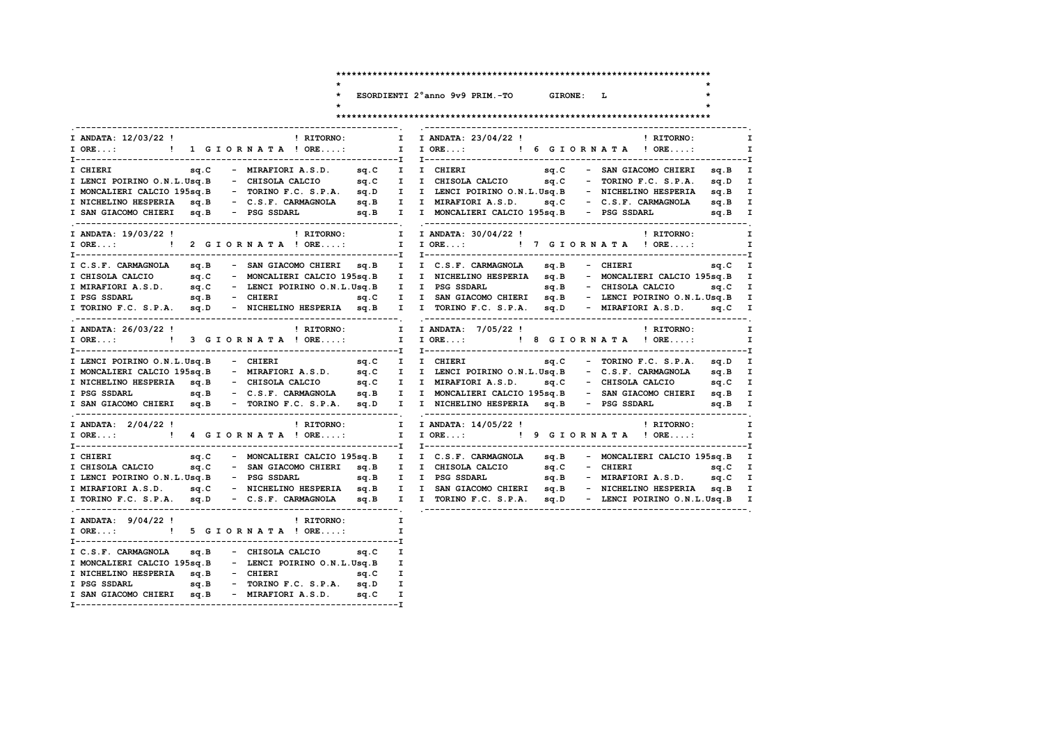# ESORDIENTI 2°anno 9v9 PRIM.-TO GIRONE: L

**ANDATA: 12/03/22 — 1 GIORNATA** — RITORNO: — ORE...:

| Casa | | | Ospite | |
|---|---|---|---|---|
| CHIERI | sq.C | - | MIRAFIORI A.S.D. | sq.C |
| LENCI POIRINO O.N.L.U | sq.B | - | CHISOLA CALCIO | sq.C |
| MONCALIERI CALCIO 195 | sq.B | - | TORINO F.C. S.P.A. | sq.D |
| NICHELINO HESPERIA | sq.B | - | C.S.F. CARMAGNOLA | sq.B |
| SAN GIACOMO CHIERI | sq.B | - | PSG SSDARL | sq.B |

**ANDATA: 19/03/22 — 2 GIORNATA** — RITORNO: — ORE...:

| Casa | | | Ospite | |
|---|---|---|---|---|
| C.S.F. CARMAGNOLA | sq.B | - | SAN GIACOMO CHIERI | sq.B |
| CHISOLA CALCIO | sq.C | - | MONCALIERI CALCIO 195 | sq.B |
| MIRAFIORI A.S.D. | sq.C | - | LENCI POIRINO O.N.L.U | sq.B |
| PSG SSDARL | sq.B | - | CHIERI | sq.C |
| TORINO F.C. S.P.A. | sq.D | - | NICHELINO HESPERIA | sq.B |

**ANDATA: 26/03/22 — 3 GIORNATA** — RITORNO: — ORE...:

| Casa | | | Ospite | |
|---|---|---|---|---|
| LENCI POIRINO O.N.L.U | sq.B | - | CHIERI | sq.C |
| MONCALIERI CALCIO 195 | sq.B | - | MIRAFIORI A.S.D. | sq.C |
| NICHELINO HESPERIA | sq.B | - | CHISOLA CALCIO | sq.C |
| PSG SSDARL | sq.B | - | C.S.F. CARMAGNOLA | sq.B |
| SAN GIACOMO CHIERI | sq.B | - | TORINO F.C. S.P.A. | sq.D |

**ANDATA: 2/04/22 — 4 GIORNATA** — RITORNO: — ORE...:

| Casa | | | Ospite | |
|---|---|---|---|---|
| CHIERI | sq.C | - | MONCALIERI CALCIO 195 | sq.B |
| CHISOLA CALCIO | sq.C | - | SAN GIACOMO CHIERI | sq.B |
| LENCI POIRINO O.N.L.U | sq.B | - | PSG SSDARL | sq.B |
| MIRAFIORI A.S.D. | sq.C | - | NICHELINO HESPERIA | sq.B |
| TORINO F.C. S.P.A. | sq.D | - | C.S.F. CARMAGNOLA | sq.B |

**ANDATA: 9/04/22 — 5 GIORNATA** — RITORNO: — ORE...:

| Casa | | | Ospite | |
|---|---|---|---|---|
| C.S.F. CARMAGNOLA | sq.B | - | CHISOLA CALCIO | sq.C |
| MONCALIERI CALCIO 195 | sq.B | - | LENCI POIRINO O.N.L.U | sq.B |
| NICHELINO HESPERIA | sq.B | - | CHIERI | sq.C |
| PSG SSDARL | sq.B | - | TORINO F.C. S.P.A. | sq.D |
| SAN GIACOMO CHIERI | sq.B | - | MIRAFIORI A.S.D. | sq.C |

**ANDATA: 23/04/22 — 6 GIORNATA** — RITORNO: — ORE...:

| Casa | | | Ospite | |
|---|---|---|---|---|
| CHIERI | sq.C | - | SAN GIACOMO CHIERI | sq.B |
| CHISOLA CALCIO | sq.C | - | TORINO F.C. S.P.A. | sq.D |
| LENCI POIRINO O.N.L.U | sq.B | - | NICHELINO HESPERIA | sq.B |
| MIRAFIORI A.S.D. | sq.C | - | C.S.F. CARMAGNOLA | sq.B |
| MONCALIERI CALCIO 195 | sq.B | - | PSG SSDARL | sq.B |

**ANDATA: 30/04/22 — 7 GIORNATA** — RITORNO: — ORE...:

| Casa | | | Ospite | |
|---|---|---|---|---|
| C.S.F. CARMAGNOLA | sq.B | - | CHIERI | sq.C |
| NICHELINO HESPERIA | sq.B | - | MONCALIERI CALCIO 195 | sq.B |
| PSG SSDARL | sq.B | - | CHISOLA CALCIO | sq.C |
| SAN GIACOMO CHIERI | sq.B | - | LENCI POIRINO O.N.L.U | sq.B |
| TORINO F.C. S.P.A. | sq.D | - | MIRAFIORI A.S.D. | sq.C |

**ANDATA: 7/05/22 — 8 GIORNATA** — RITORNO: — ORE...:

| Casa | | | Ospite | |
|---|---|---|---|---|
| CHIERI | sq.C | - | TORINO F.C. S.P.A. | sq.D |
| LENCI POIRINO O.N.L.U | sq.B | - | C.S.F. CARMAGNOLA | sq.B |
| MIRAFIORI A.S.D. | sq.C | - | CHISOLA CALCIO | sq.C |
| MONCALIERI CALCIO 195 | sq.B | - | SAN GIACOMO CHIERI | sq.B |
| NICHELINO HESPERIA | sq.B | - | PSG SSDARL | sq.B |

**ANDATA: 14/05/22 — 9 GIORNATA** — RITORNO: — ORE...:

| Casa | | | Ospite | |
|---|---|---|---|---|
| C.S.F. CARMAGNOLA | sq.B | - | MONCALIERI CALCIO 195 | sq.B |
| CHISOLA CALCIO | sq.C | - | CHIERI | sq.C |
| PSG SSDARL | sq.B | - | MIRAFIORI A.S.D. | sq.C |
| SAN GIACOMO CHIERI | sq.B | - | NICHELINO HESPERIA | sq.B |
| TORINO F.C. S.P.A. | sq.D | - | LENCI POIRINO O.N.L.U | sq.B |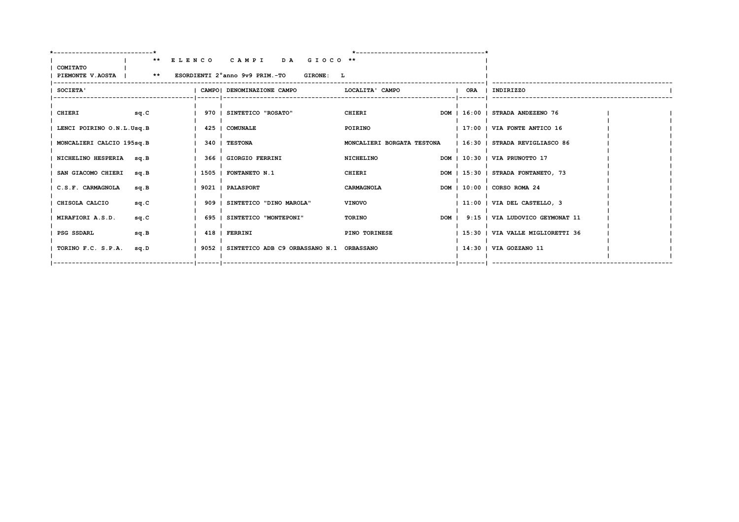** E L E N C O   C A M P I   D A   G I O C O **

COMITATO
PIEMONTE V.AOSTA | ** ESORDIENTI 2°anno 9v9 PRIM.-TO GIRONE: L

| SOCIETA' | | CAMPO | DENOMINAZIONE CAMPO | LOCALITA' CAMPO | | ORA | INDIRIZZO |
|---|---|---|---|---|---|---|---|
| CHIERI | sq.C | 970 | SINTETICO "ROSATO" | CHIERI | DOM | 16:00 | STRADA ANDEZENO 76 |
| LENCI POIRINO O.N.L.U | sq.B | 425 | COMUNALE | POIRINO | | 17:00 | VIA FONTE ANTICO 16 |
| MONCALIERI CALCIO 195 | sq.B | 340 | TESTONA | MONCALIERI BORGATA TESTONA | | 16:30 | STRADA REVIGLIASCO 86 |
| NICHELINO HESPERIA | sq.B | 366 | GIORGIO FERRINI | NICHELINO | DOM | 10:30 | VIA PRUNOTTO 17 |
| SAN GIACOMO CHIERI | sq.B | 1505 | FONTANETO N.1 | CHIERI | DOM | 15:30 | STRADA FONTANETO, 73 |
| C.S.F. CARMAGNOLA | sq.B | 9021 | PALASPORT | CARMAGNOLA | DOM | 10:00 | CORSO ROMA 24 |
| CHISOLA CALCIO | sq.C | 909 | SINTETICO "DINO MAROLA" | VINOVO | | 11:00 | VIA DEL CASTELLO, 3 |
| MIRAFIORI A.S.D. | sq.C | 695 | SINTETICO "MONTEPONI" | TORINO | DOM | 9:15 | VIA LUDOVICO GEYMONAT 11 |
| PSG SSDARL | sq.B | 418 | FERRINI | PINO TORINESE | | 15:30 | VIA VALLE MIGLIORETTI 36 |
| TORINO F.C. S.P.A. | sq.D | 9052 | SINTETICO ADB C9 ORBASSANO N.1 | ORBASSANO | | 14:30 | VIA GOZZANO 11 |